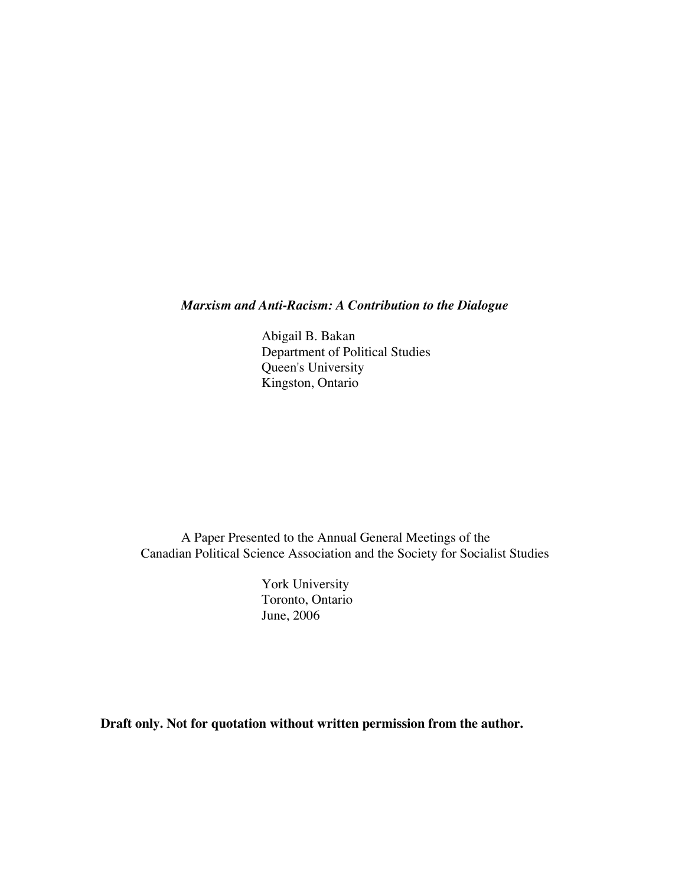# *Marxism and Anti-Racism: A Contribution to the Dialogue*

Abigail B. Bakan
Department of Political Studies
Queen's University
Kingston, Ontario

A Paper Presented to the Annual General Meetings of the
Canadian Political Science Association and the Society for Socialist Studies

York University
Toronto, Ontario
June, 2006

**Draft only. Not for quotation without written permission from the author.**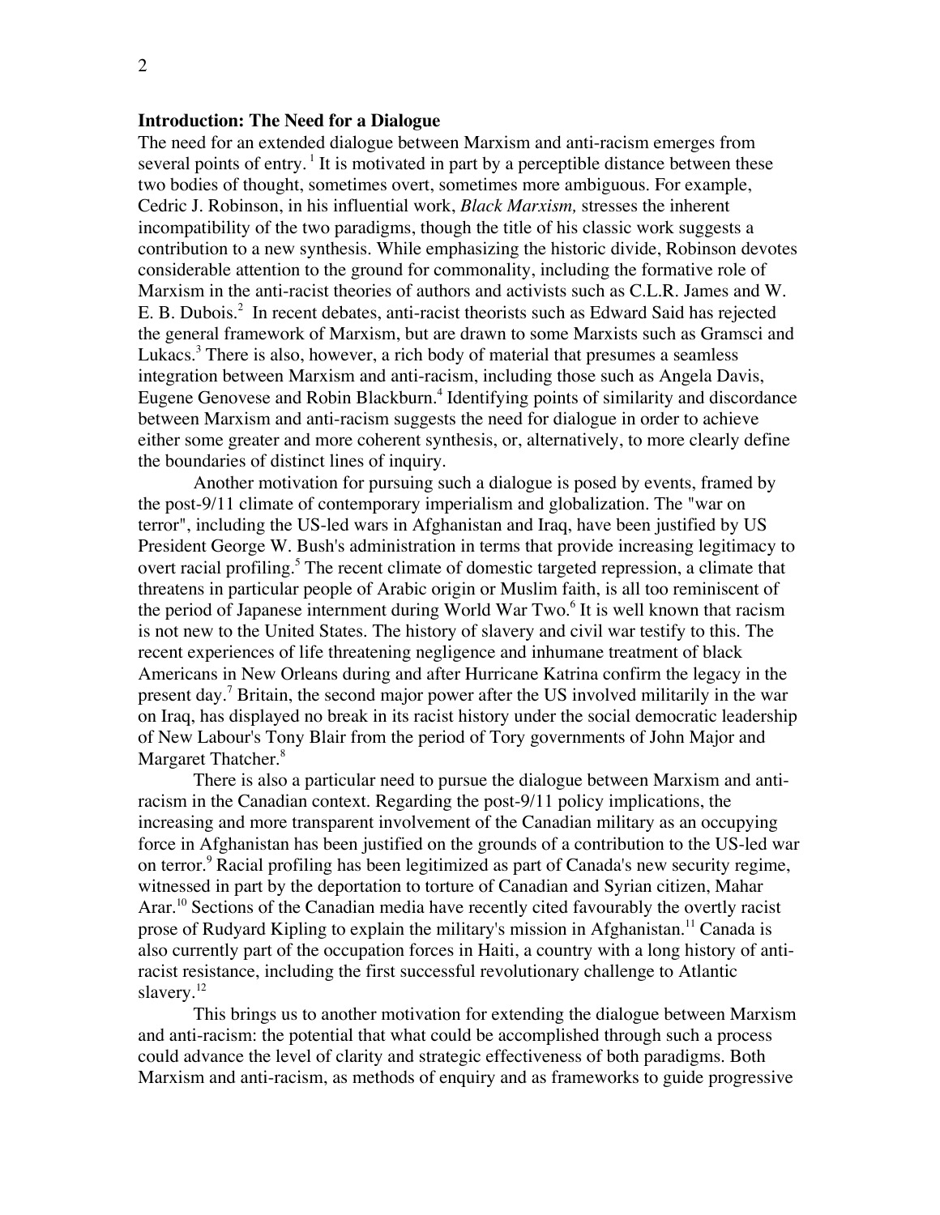**Introduction: The Need for a Dialogue**

The need for an extended dialogue between Marxism and anti-racism emerges from several points of entry. [1] It is motivated in part by a perceptible distance between these two bodies of thought, sometimes overt, sometimes more ambiguous. For example, Cedric J. Robinson, in his influential work, *Black Marxism,* stresses the inherent incompatibility of the two paradigms, though the title of his classic work suggests a contribution to a new synthesis. While emphasizing the historic divide, Robinson devotes considerable attention to the ground for commonality, including the formative role of Marxism in the anti-racist theories of authors and activists such as C.L.R. James and W. E. B. Dubois.[2] In recent debates, anti-racist theorists such as Edward Said has rejected the general framework of Marxism, but are drawn to some Marxists such as Gramsci and Lukacs.[3] There is also, however, a rich body of material that presumes a seamless integration between Marxism and anti-racism, including those such as Angela Davis, Eugene Genovese and Robin Blackburn.[4] Identifying points of similarity and discordance between Marxism and anti-racism suggests the need for dialogue in order to achieve either some greater and more coherent synthesis, or, alternatively, to more clearly define the boundaries of distinct lines of inquiry.

Another motivation for pursuing such a dialogue is posed by events, framed by the post-9/11 climate of contemporary imperialism and globalization. The "war on terror", including the US-led wars in Afghanistan and Iraq, have been justified by US President George W. Bush's administration in terms that provide increasing legitimacy to overt racial profiling.[5] The recent climate of domestic targeted repression, a climate that threatens in particular people of Arabic origin or Muslim faith, is all too reminiscent of the period of Japanese internment during World War Two.[6] It is well known that racism is not new to the United States. The history of slavery and civil war testify to this. The recent experiences of life threatening negligence and inhumane treatment of black Americans in New Orleans during and after Hurricane Katrina confirm the legacy in the present day.[7] Britain, the second major power after the US involved militarily in the war on Iraq, has displayed no break in its racist history under the social democratic leadership of New Labour's Tony Blair from the period of Tory governments of John Major and Margaret Thatcher.[8]

There is also a particular need to pursue the dialogue between Marxism and anti-racism in the Canadian context. Regarding the post-9/11 policy implications, the increasing and more transparent involvement of the Canadian military as an occupying force in Afghanistan has been justified on the grounds of a contribution to the US-led war on terror.[9] Racial profiling has been legitimized as part of Canada's new security regime, witnessed in part by the deportation to torture of Canadian and Syrian citizen, Mahar Arar.[10] Sections of the Canadian media have recently cited favourably the overtly racist prose of Rudyard Kipling to explain the military's mission in Afghanistan.[11] Canada is also currently part of the occupation forces in Haiti, a country with a long history of anti-racist resistance, including the first successful revolutionary challenge to Atlantic slavery.[12]

This brings us to another motivation for extending the dialogue between Marxism and anti-racism: the potential that what could be accomplished through such a process could advance the level of clarity and strategic effectiveness of both paradigms. Both Marxism and anti-racism, as methods of enquiry and as frameworks to guide progressive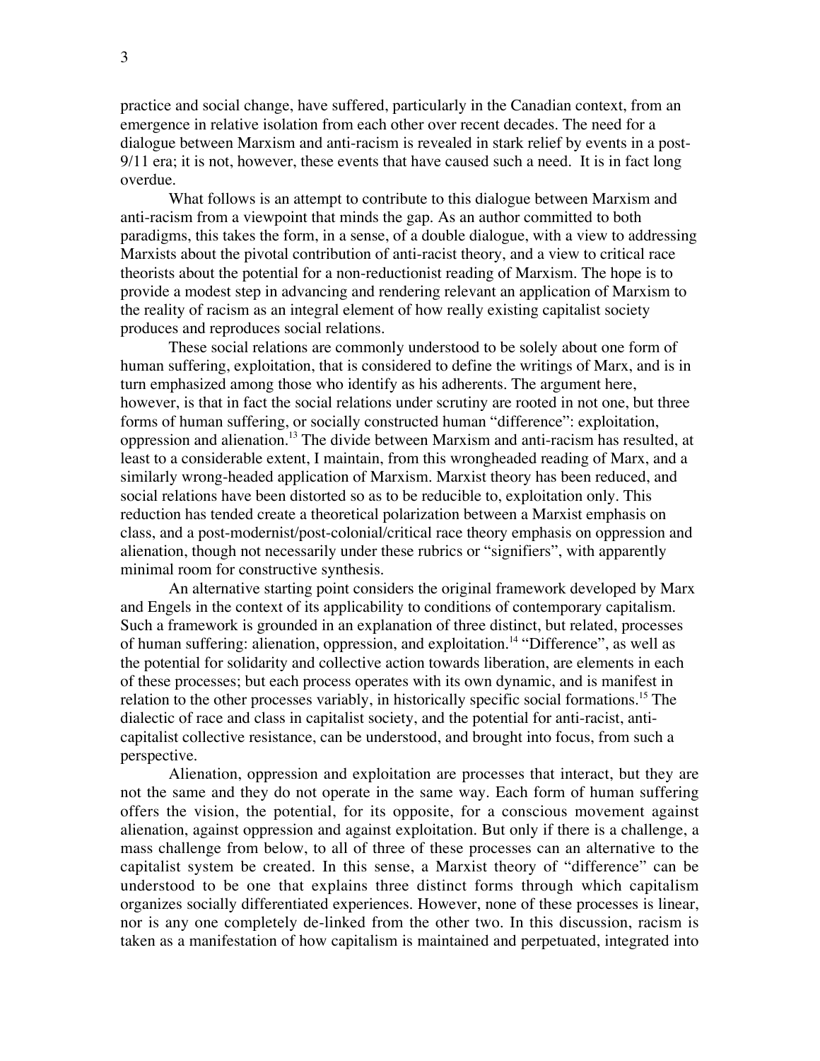practice and social change, have suffered, particularly in the Canadian context, from an emergence in relative isolation from each other over recent decades. The need for a dialogue between Marxism and anti-racism is revealed in stark relief by events in a post-9/11 era; it is not, however, these events that have caused such a need. It is in fact long overdue.

What follows is an attempt to contribute to this dialogue between Marxism and anti-racism from a viewpoint that minds the gap. As an author committed to both paradigms, this takes the form, in a sense, of a double dialogue, with a view to addressing Marxists about the pivotal contribution of anti-racist theory, and a view to critical race theorists about the potential for a non-reductionist reading of Marxism. The hope is to provide a modest step in advancing and rendering relevant an application of Marxism to the reality of racism as an integral element of how really existing capitalist society produces and reproduces social relations.

These social relations are commonly understood to be solely about one form of human suffering, exploitation, that is considered to define the writings of Marx, and is in turn emphasized among those who identify as his adherents. The argument here, however, is that in fact the social relations under scrutiny are rooted in not one, but three forms of human suffering, or socially constructed human "difference": exploitation, oppression and alienation.[13] The divide between Marxism and anti-racism has resulted, at least to a considerable extent, I maintain, from this wrongheaded reading of Marx, and a similarly wrong-headed application of Marxism. Marxist theory has reduced, and social relations have been distorted so as to be reducible to, exploitation only. This reduction has tended create a theoretical polarization between a Marxist emphasis on class, and a post-modernist/post-colonial/critical race theory emphasis on oppression and alienation, though not necessarily under these rubrics or "signifiers", with apparently minimal room for constructive synthesis.

An alternative starting point considers the original framework developed by Marx and Engels in the context of its applicability to conditions of contemporary capitalism. Such a framework is grounded in an explanation of three distinct, but related, processes of human suffering: alienation, oppression, and exploitation.[14] "Difference", as well as the potential for solidarity and collective action towards liberation, are elements in each of these processes; but each process operates with its own dynamic, and is manifest in relation to the other processes variably, in historically specific social formations.[15] The dialectic of race and class in capitalist society, and the potential for anti-racist, anti-capitalist collective resistance, can be understood, and brought into focus, from such a perspective.

Alienation, oppression and exploitation are processes that interact, but they are not the same and they do not operate in the same way. Each form of human suffering offers the vision, the potential, for its opposite, for a conscious movement against alienation, against oppression and against exploitation. But only if there is a challenge, a mass challenge from below, to all of three of these processes can an alternative to the capitalist system be created. In this sense, a Marxist theory of "difference" can be understood to be one that explains three distinct forms through which capitalism organizes socially differentiated experiences. However, none of these processes is linear, nor is any one completely de-linked from the other two. In this discussion, racism is taken as a manifestation of how capitalism is maintained and perpetuated, integrated into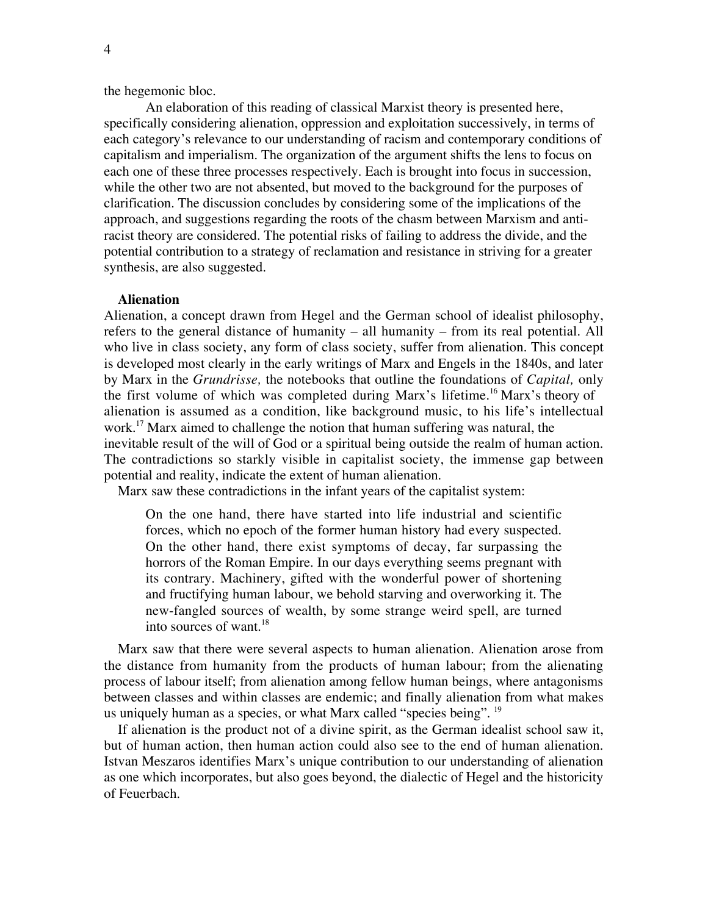the hegemonic bloc.

An elaboration of this reading of classical Marxist theory is presented here, specifically considering alienation, oppression and exploitation successively, in terms of each category's relevance to our understanding of racism and contemporary conditions of capitalism and imperialism. The organization of the argument shifts the lens to focus on each one of these three processes respectively. Each is brought into focus in succession, while the other two are not absented, but moved to the background for the purposes of clarification. The discussion concludes by considering some of the implications of the approach, and suggestions regarding the roots of the chasm between Marxism and anti-racist theory are considered. The potential risks of failing to address the divide, and the potential contribution to a strategy of reclamation and resistance in striving for a greater synthesis, are also suggested.

## Alienation

Alienation, a concept drawn from Hegel and the German school of idealist philosophy, refers to the general distance of humanity – all humanity – from its real potential. All who live in class society, any form of class society, suffer from alienation. This concept is developed most clearly in the early writings of Marx and Engels in the 1840s, and later by Marx in the *Grundrisse,* the notebooks that outline the foundations of *Capital,* only the first volume of which was completed during Marx's lifetime.[16] Marx's theory of alienation is assumed as a condition, like background music, to his life's intellectual work.[17] Marx aimed to challenge the notion that human suffering was natural, the inevitable result of the will of God or a spiritual being outside the realm of human action. The contradictions so starkly visible in capitalist society, the immense gap between potential and reality, indicate the extent of human alienation.

Marx saw these contradictions in the infant years of the capitalist system:

> On the one hand, there have started into life industrial and scientific forces, which no epoch of the former human history had every suspected. On the other hand, there exist symptoms of decay, far surpassing the horrors of the Roman Empire. In our days everything seems pregnant with its contrary. Machinery, gifted with the wonderful power of shortening and fructifying human labour, we behold starving and overworking it. The new-fangled sources of wealth, by some strange weird spell, are turned into sources of want.[18]

Marx saw that there were several aspects to human alienation. Alienation arose from the distance from humanity from the products of human labour; from the alienating process of labour itself; from alienation among fellow human beings, where antagonisms between classes and within classes are endemic; and finally alienation from what makes us uniquely human as a species, or what Marx called "species being".[19]

If alienation is the product not of a divine spirit, as the German idealist school saw it, but of human action, then human action could also see to the end of human alienation. Istvan Meszaros identifies Marx's unique contribution to our understanding of alienation as one which incorporates, but also goes beyond, the dialectic of Hegel and the historicity of Feuerbach.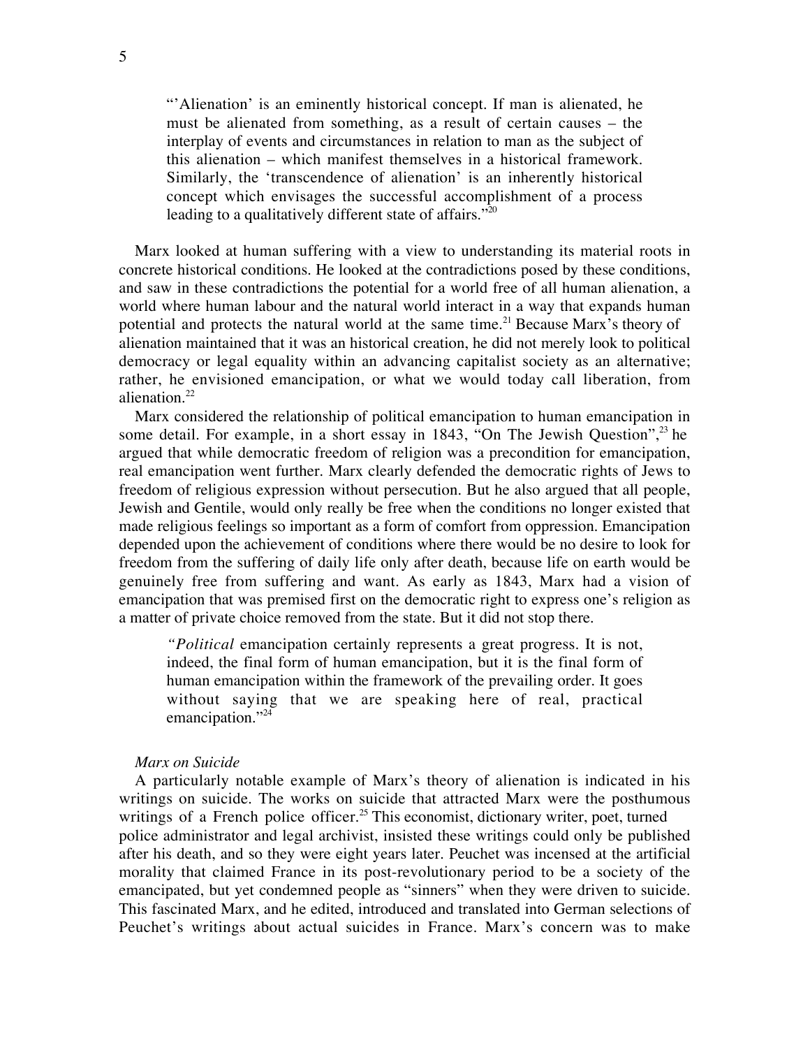> "'Alienation' is an eminently historical concept. If man is alienated, he must be alienated from something, as a result of certain causes – the interplay of events and circumstances in relation to man as the subject of this alienation – which manifest themselves in a historical framework. Similarly, the 'transcendence of alienation' is an inherently historical concept which envisages the successful accomplishment of a process leading to a qualitatively different state of affairs."[20]

Marx looked at human suffering with a view to understanding its material roots in concrete historical conditions. He looked at the contradictions posed by these conditions, and saw in these contradictions the potential for a world free of all human alienation, a world where human labour and the natural world interact in a way that expands human potential and protects the natural world at the same time.[21] Because Marx's theory of alienation maintained that it was an historical creation, he did not merely look to political democracy or legal equality within an advancing capitalist society as an alternative; rather, he envisioned emancipation, or what we would today call liberation, from alienation.[22]

Marx considered the relationship of political emancipation to human emancipation in some detail. For example, in a short essay in 1843, "On The Jewish Question",[23] he argued that while democratic freedom of religion was a precondition for emancipation, real emancipation went further. Marx clearly defended the democratic rights of Jews to freedom of religious expression without persecution. But he also argued that all people, Jewish and Gentile, would only really be free when the conditions no longer existed that made religious feelings so important as a form of comfort from oppression. Emancipation depended upon the achievement of conditions where there would be no desire to look for freedom from the suffering of daily life only after death, because life on earth would be genuinely free from suffering and want. As early as 1843, Marx had a vision of emancipation that was premised first on the democratic right to express one's religion as a matter of private choice removed from the state. But it did not stop there.

> "*Political* emancipation certainly represents a great progress. It is not, indeed, the final form of human emancipation, but it is the final form of human emancipation within the framework of the prevailing order. It goes without saying that we are speaking here of real, practical emancipation."[24]

*Marx on Suicide*

A particularly notable example of Marx's theory of alienation is indicated in his writings on suicide. The works on suicide that attracted Marx were the posthumous writings of a French police officer.[25] This economist, dictionary writer, poet, turned police administrator and legal archivist, insisted these writings could only be published after his death, and so they were eight years later. Peuchet was incensed at the artificial morality that claimed France in its post-revolutionary period to be a society of the emancipated, but yet condemned people as "sinners" when they were driven to suicide. This fascinated Marx, and he edited, introduced and translated into German selections of Peuchet's writings about actual suicides in France. Marx's concern was to make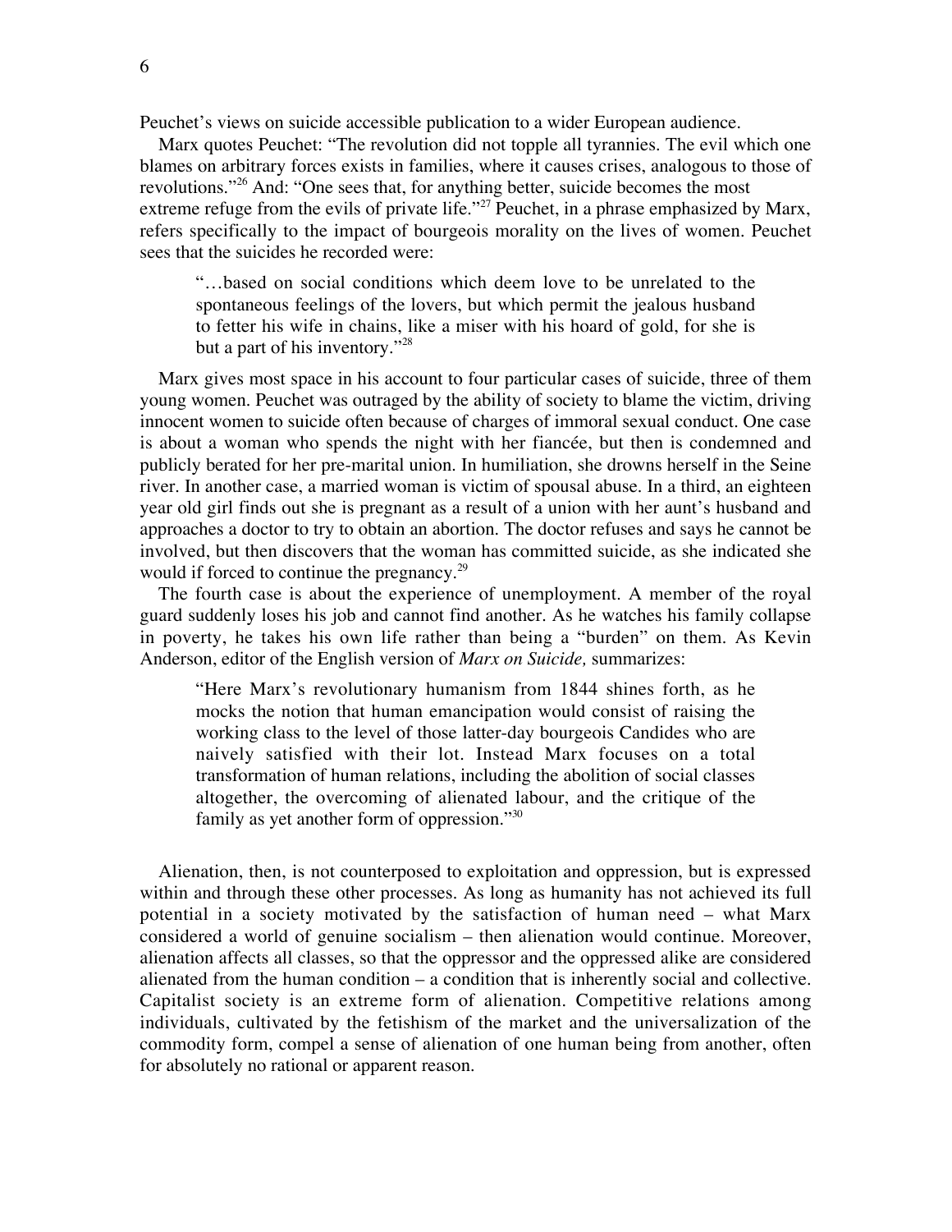Peuchet's views on suicide accessible publication to a wider European audience.

Marx quotes Peuchet: "The revolution did not topple all tyrannies. The evil which one blames on arbitrary forces exists in families, where it causes crises, analogous to those of revolutions."[26] And: "One sees that, for anything better, suicide becomes the most extreme refuge from the evils of private life."[27] Peuchet, in a phrase emphasized by Marx, refers specifically to the impact of bourgeois morality on the lives of women. Peuchet sees that the suicides he recorded were:

> "…based on social conditions which deem love to be unrelated to the spontaneous feelings of the lovers, but which permit the jealous husband to fetter his wife in chains, like a miser with his hoard of gold, for she is but a part of his inventory."[28]

Marx gives most space in his account to four particular cases of suicide, three of them young women. Peuchet was outraged by the ability of society to blame the victim, driving innocent women to suicide often because of charges of immoral sexual conduct. One case is about a woman who spends the night with her fiancée, but then is condemned and publicly berated for her pre-marital union. In humiliation, she drowns herself in the Seine river. In another case, a married woman is victim of spousal abuse. In a third, an eighteen year old girl finds out she is pregnant as a result of a union with her aunt's husband and approaches a doctor to try to obtain an abortion. The doctor refuses and says he cannot be involved, but then discovers that the woman has committed suicide, as she indicated she would if forced to continue the pregnancy.[29]

The fourth case is about the experience of unemployment. A member of the royal guard suddenly loses his job and cannot find another. As he watches his family collapse in poverty, he takes his own life rather than being a "burden" on them. As Kevin Anderson, editor of the English version of *Marx on Suicide,* summarizes:

> "Here Marx's revolutionary humanism from 1844 shines forth, as he mocks the notion that human emancipation would consist of raising the working class to the level of those latter-day bourgeois Candides who are naively satisfied with their lot. Instead Marx focuses on a total transformation of human relations, including the abolition of social classes altogether, the overcoming of alienated labour, and the critique of the family as yet another form of oppression."[30]

Alienation, then, is not counterposed to exploitation and oppression, but is expressed within and through these other processes. As long as humanity has not achieved its full potential in a society motivated by the satisfaction of human need – what Marx considered a world of genuine socialism – then alienation would continue. Moreover, alienation affects all classes, so that the oppressor and the oppressed alike are considered alienated from the human condition – a condition that is inherently social and collective. Capitalist society is an extreme form of alienation. Competitive relations among individuals, cultivated by the fetishism of the market and the universalization of the commodity form, compel a sense of alienation of one human being from another, often for absolutely no rational or apparent reason.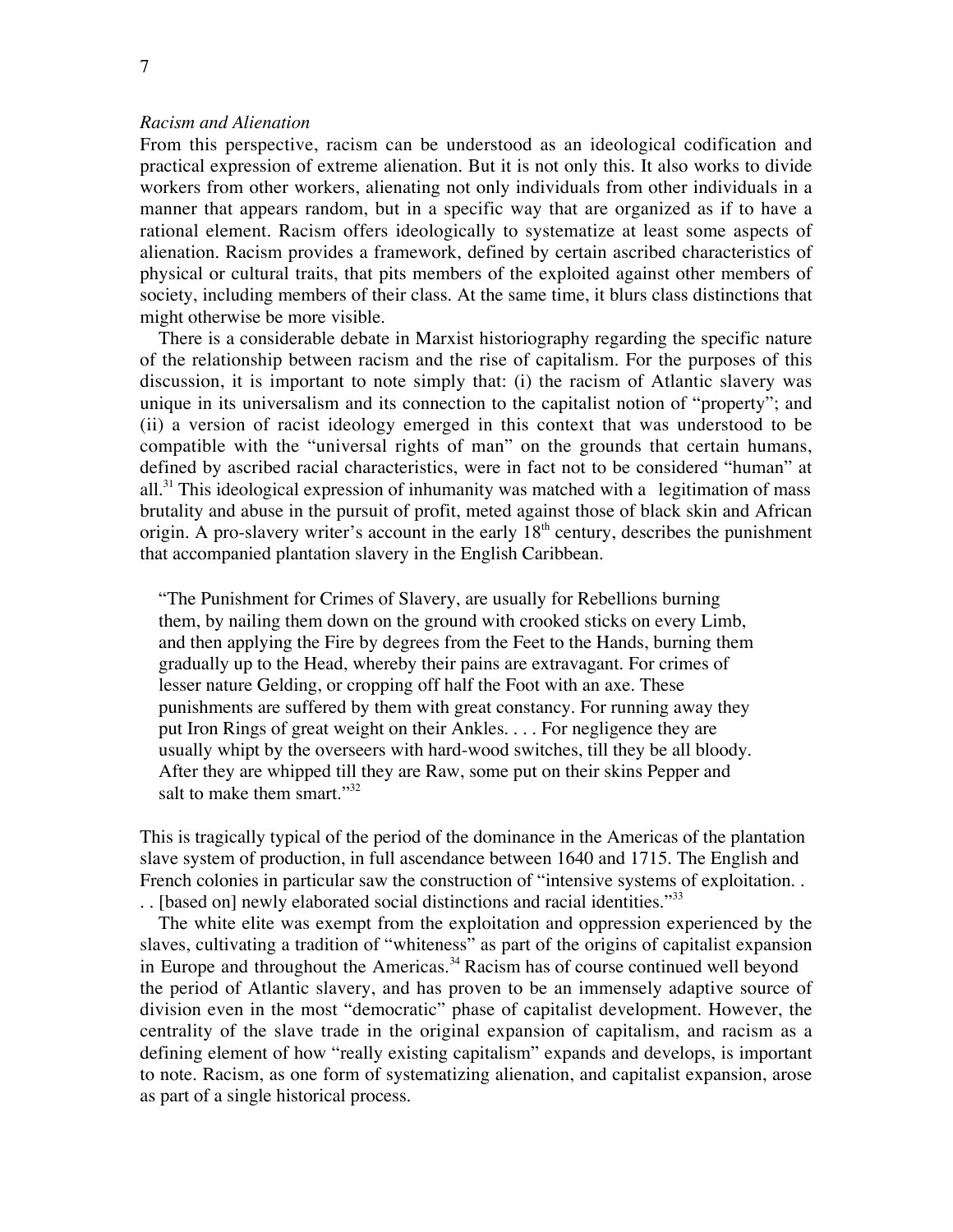*Racism and Alienation*

From this perspective, racism can be understood as an ideological codification and practical expression of extreme alienation. But it is not only this. It also works to divide workers from other workers, alienating not only individuals from other individuals in a manner that appears random, but in a specific way that are organized as if to have a rational element. Racism offers ideologically to systematize at least some aspects of alienation. Racism provides a framework, defined by certain ascribed characteristics of physical or cultural traits, that pits members of the exploited against other members of society, including members of their class. At the same time, it blurs class distinctions that might otherwise be more visible.

There is a considerable debate in Marxist historiography regarding the specific nature of the relationship between racism and the rise of capitalism. For the purposes of this discussion, it is important to note simply that: (i) the racism of Atlantic slavery was unique in its universalism and its connection to the capitalist notion of "property"; and (ii) a version of racist ideology emerged in this context that was understood to be compatible with the "universal rights of man" on the grounds that certain humans, defined by ascribed racial characteristics, were in fact not to be considered "human" at all.[31] This ideological expression of inhumanity was matched with a legitimation of mass brutality and abuse in the pursuit of profit, meted against those of black skin and African origin. A pro-slavery writer's account in the early 18th century, describes the punishment that accompanied plantation slavery in the English Caribbean.

> "The Punishment for Crimes of Slavery, are usually for Rebellions burning them, by nailing them down on the ground with crooked sticks on every Limb, and then applying the Fire by degrees from the Feet to the Hands, burning them gradually up to the Head, whereby their pains are extravagant. For crimes of lesser nature Gelding, or cropping off half the Foot with an axe. These punishments are suffered by them with great constancy. For running away they put Iron Rings of great weight on their Ankles. . . . For negligence they are usually whipt by the overseers with hard-wood switches, till they be all bloody. After they are whipped till they are Raw, some put on their skins Pepper and salt to make them smart."[32]

This is tragically typical of the period of the dominance in the Americas of the plantation slave system of production, in full ascendance between 1640 and 1715. The English and French colonies in particular saw the construction of "intensive systems of exploitation. . . . [based on] newly elaborated social distinctions and racial identities."[33]

The white elite was exempt from the exploitation and oppression experienced by the slaves, cultivating a tradition of "whiteness" as part of the origins of capitalist expansion in Europe and throughout the Americas.[34] Racism has of course continued well beyond the period of Atlantic slavery, and has proven to be an immensely adaptive source of division even in the most "democratic" phase of capitalist development. However, the centrality of the slave trade in the original expansion of capitalism, and racism as a defining element of how "really existing capitalism" expands and develops, is important to note. Racism, as one form of systematizing alienation, and capitalist expansion, arose as part of a single historical process.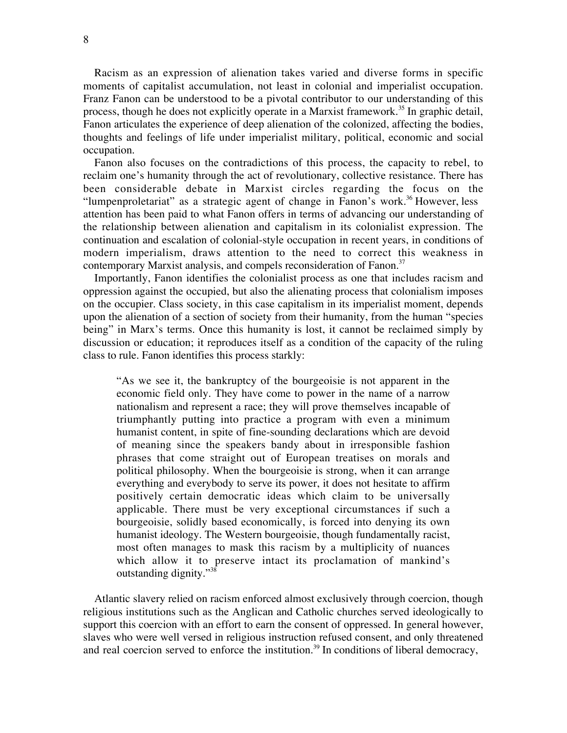Racism as an expression of alienation takes varied and diverse forms in specific moments of capitalist accumulation, not least in colonial and imperialist occupation. Franz Fanon can be understood to be a pivotal contributor to our understanding of this process, though he does not explicitly operate in a Marxist framework.[35] In graphic detail, Fanon articulates the experience of deep alienation of the colonized, affecting the bodies, thoughts and feelings of life under imperialist military, political, economic and social occupation.

Fanon also focuses on the contradictions of this process, the capacity to rebel, to reclaim one's humanity through the act of revolutionary, collective resistance. There has been considerable debate in Marxist circles regarding the focus on the "lumpenproletariat" as a strategic agent of change in Fanon's work.[36] However, less attention has been paid to what Fanon offers in terms of advancing our understanding of the relationship between alienation and capitalism in its colonialist expression. The continuation and escalation of colonial-style occupation in recent years, in conditions of modern imperialism, draws attention to the need to correct this weakness in contemporary Marxist analysis, and compels reconsideration of Fanon.[37]

Importantly, Fanon identifies the colonialist process as one that includes racism and oppression against the occupied, but also the alienating process that colonialism imposes on the occupier. Class society, in this case capitalism in its imperialist moment, depends upon the alienation of a section of society from their humanity, from the human "species being" in Marx's terms. Once this humanity is lost, it cannot be reclaimed simply by discussion or education; it reproduces itself as a condition of the capacity of the ruling class to rule. Fanon identifies this process starkly:

> "As we see it, the bankruptcy of the bourgeoisie is not apparent in the economic field only. They have come to power in the name of a narrow nationalism and represent a race; they will prove themselves incapable of triumphantly putting into practice a program with even a minimum humanist content, in spite of fine-sounding declarations which are devoid of meaning since the speakers bandy about in irresponsible fashion phrases that come straight out of European treatises on morals and political philosophy. When the bourgeoisie is strong, when it can arrange everything and everybody to serve its power, it does not hesitate to affirm positively certain democratic ideas which claim to be universally applicable. There must be very exceptional circumstances if such a bourgeoisie, solidly based economically, is forced into denying its own humanist ideology. The Western bourgeoisie, though fundamentally racist, most often manages to mask this racism by a multiplicity of nuances which allow it to preserve intact its proclamation of mankind's outstanding dignity."[38]

Atlantic slavery relied on racism enforced almost exclusively through coercion, though religious institutions such as the Anglican and Catholic churches served ideologically to support this coercion with an effort to earn the consent of oppressed. In general however, slaves who were well versed in religious instruction refused consent, and only threatened and real coercion served to enforce the institution.[39] In conditions of liberal democracy,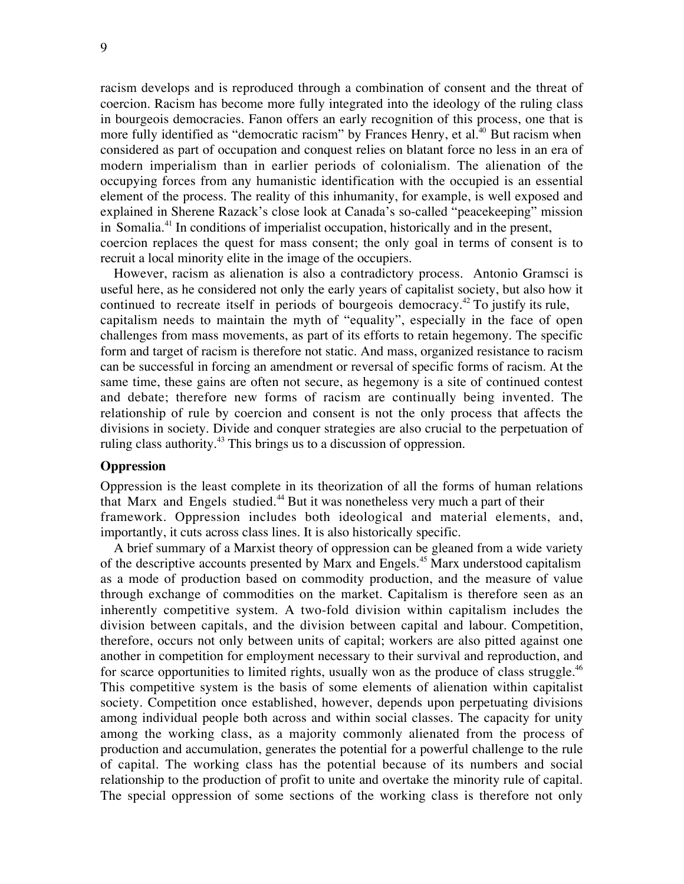racism develops and is reproduced through a combination of consent and the threat of coercion. Racism has become more fully integrated into the ideology of the ruling class in bourgeois democracies. Fanon offers an early recognition of this process, one that is more fully identified as "democratic racism" by Frances Henry, et al.[40] But racism when considered as part of occupation and conquest relies on blatant force no less in an era of modern imperialism than in earlier periods of colonialism. The alienation of the occupying forces from any humanistic identification with the occupied is an essential element of the process. The reality of this inhumanity, for example, is well exposed and explained in Sherene Razack's close look at Canada's so-called "peacekeeping" mission in Somalia.[41] In conditions of imperialist occupation, historically and in the present, coercion replaces the quest for mass consent; the only goal in terms of consent is to recruit a local minority elite in the image of the occupiers.

However, racism as alienation is also a contradictory process. Antonio Gramsci is useful here, as he considered not only the early years of capitalist society, but also how it continued to recreate itself in periods of bourgeois democracy.[42] To justify its rule, capitalism needs to maintain the myth of "equality", especially in the face of open challenges from mass movements, as part of its efforts to retain hegemony. The specific form and target of racism is therefore not static. And mass, organized resistance to racism can be successful in forcing an amendment or reversal of specific forms of racism. At the same time, these gains are often not secure, as hegemony is a site of continued contest and debate; therefore new forms of racism are continually being invented. The relationship of rule by coercion and consent is not the only process that affects the divisions in society. Divide and conquer strategies are also crucial to the perpetuation of ruling class authority.[43] This brings us to a discussion of oppression.

**Oppression**

Oppression is the least complete in its theorization of all the forms of human relations that Marx and Engels studied.[44] But it was nonetheless very much a part of their framework. Oppression includes both ideological and material elements, and, importantly, it cuts across class lines. It is also historically specific.

A brief summary of a Marxist theory of oppression can be gleaned from a wide variety of the descriptive accounts presented by Marx and Engels.[45] Marx understood capitalism as a mode of production based on commodity production, and the measure of value through exchange of commodities on the market. Capitalism is therefore seen as an inherently competitive system. A two-fold division within capitalism includes the division between capitals, and the division between capital and labour. Competition, therefore, occurs not only between units of capital; workers are also pitted against one another in competition for employment necessary to their survival and reproduction, and for scarce opportunities to limited rights, usually won as the produce of class struggle.[46] This competitive system is the basis of some elements of alienation within capitalist society. Competition once established, however, depends upon perpetuating divisions among individual people both across and within social classes. The capacity for unity among the working class, as a majority commonly alienated from the process of production and accumulation, generates the potential for a powerful challenge to the rule of capital. The working class has the potential because of its numbers and social relationship to the production of profit to unite and overtake the minority rule of capital. The special oppression of some sections of the working class is therefore not only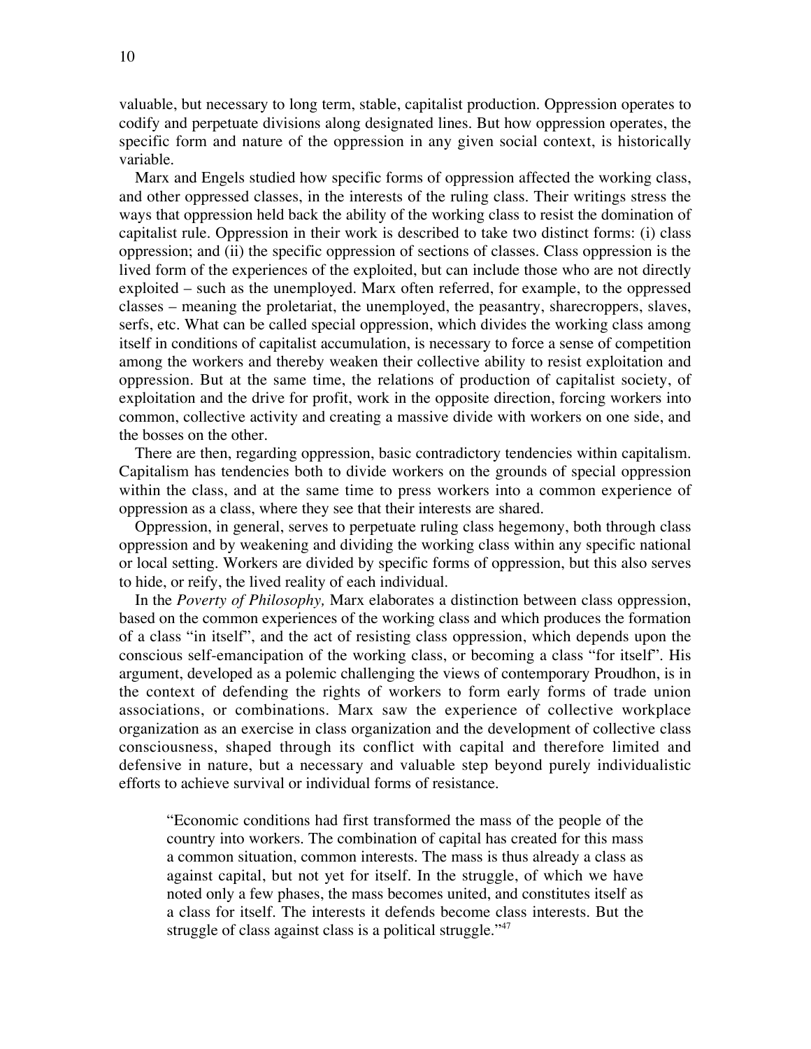valuable, but necessary to long term, stable, capitalist production. Oppression operates to codify and perpetuate divisions along designated lines. But how oppression operates, the specific form and nature of the oppression in any given social context, is historically variable.

Marx and Engels studied how specific forms of oppression affected the working class, and other oppressed classes, in the interests of the ruling class. Their writings stress the ways that oppression held back the ability of the working class to resist the domination of capitalist rule. Oppression in their work is described to take two distinct forms: (i) class oppression; and (ii) the specific oppression of sections of classes. Class oppression is the lived form of the experiences of the exploited, but can include those who are not directly exploited – such as the unemployed. Marx often referred, for example, to the oppressed classes – meaning the proletariat, the unemployed, the peasantry, sharecroppers, slaves, serfs, etc. What can be called special oppression, which divides the working class among itself in conditions of capitalist accumulation, is necessary to force a sense of competition among the workers and thereby weaken their collective ability to resist exploitation and oppression. But at the same time, the relations of production of capitalist society, of exploitation and the drive for profit, work in the opposite direction, forcing workers into common, collective activity and creating a massive divide with workers on one side, and the bosses on the other.

There are then, regarding oppression, basic contradictory tendencies within capitalism. Capitalism has tendencies both to divide workers on the grounds of special oppression within the class, and at the same time to press workers into a common experience of oppression as a class, where they see that their interests are shared.

Oppression, in general, serves to perpetuate ruling class hegemony, both through class oppression and by weakening and dividing the working class within any specific national or local setting. Workers are divided by specific forms of oppression, but this also serves to hide, or reify, the lived reality of each individual.

In the *Poverty of Philosophy,* Marx elaborates a distinction between class oppression, based on the common experiences of the working class and which produces the formation of a class "in itself", and the act of resisting class oppression, which depends upon the conscious self-emancipation of the working class, or becoming a class "for itself". His argument, developed as a polemic challenging the views of contemporary Proudhon, is in the context of defending the rights of workers to form early forms of trade union associations, or combinations. Marx saw the experience of collective workplace organization as an exercise in class organization and the development of collective class consciousness, shaped through its conflict with capital and therefore limited and defensive in nature, but a necessary and valuable step beyond purely individualistic efforts to achieve survival or individual forms of resistance.

> "Economic conditions had first transformed the mass of the people of the country into workers. The combination of capital has created for this mass a common situation, common interests. The mass is thus already a class as against capital, but not yet for itself. In the struggle, of which we have noted only a few phases, the mass becomes united, and constitutes itself as a class for itself. The interests it defends become class interests. But the struggle of class against class is a political struggle."[47]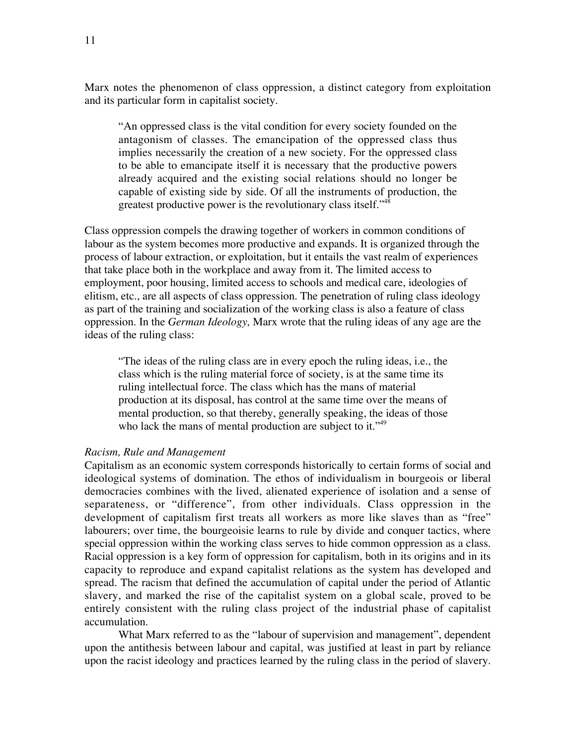Marx notes the phenomenon of class oppression, a distinct category from exploitation and its particular form in capitalist society.

> "An oppressed class is the vital condition for every society founded on the antagonism of classes. The emancipation of the oppressed class thus implies necessarily the creation of a new society. For the oppressed class to be able to emancipate itself it is necessary that the productive powers already acquired and the existing social relations should no longer be capable of existing side by side. Of all the instruments of production, the greatest productive power is the revolutionary class itself."[48]

Class oppression compels the drawing together of workers in common conditions of labour as the system becomes more productive and expands. It is organized through the process of labour extraction, or exploitation, but it entails the vast realm of experiences that take place both in the workplace and away from it. The limited access to employment, poor housing, limited access to schools and medical care, ideologies of elitism, etc., are all aspects of class oppression. The penetration of ruling class ideology as part of the training and socialization of the working class is also a feature of class oppression. In the *German Ideology,* Marx wrote that the ruling ideas of any age are the ideas of the ruling class:

> "The ideas of the ruling class are in every epoch the ruling ideas, i.e., the class which is the ruling material force of society, is at the same time its ruling intellectual force. The class which has the mans of material production at its disposal, has control at the same time over the means of mental production, so that thereby, generally speaking, the ideas of those who lack the mans of mental production are subject to it."[49]

*Racism, Rule and Management*

Capitalism as an economic system corresponds historically to certain forms of social and ideological systems of domination. The ethos of individualism in bourgeois or liberal democracies combines with the lived, alienated experience of isolation and a sense of separateness, or "difference", from other individuals. Class oppression in the development of capitalism first treats all workers as more like slaves than as "free" labourers; over time, the bourgeoisie learns to rule by divide and conquer tactics, where special oppression within the working class serves to hide common oppression as a class. Racial oppression is a key form of oppression for capitalism, both in its origins and in its capacity to reproduce and expand capitalist relations as the system has developed and spread. The racism that defined the accumulation of capital under the period of Atlantic slavery, and marked the rise of the capitalist system on a global scale, proved to be entirely consistent with the ruling class project of the industrial phase of capitalist accumulation.

What Marx referred to as the "labour of supervision and management", dependent upon the antithesis between labour and capital, was justified at least in part by reliance upon the racist ideology and practices learned by the ruling class in the period of slavery.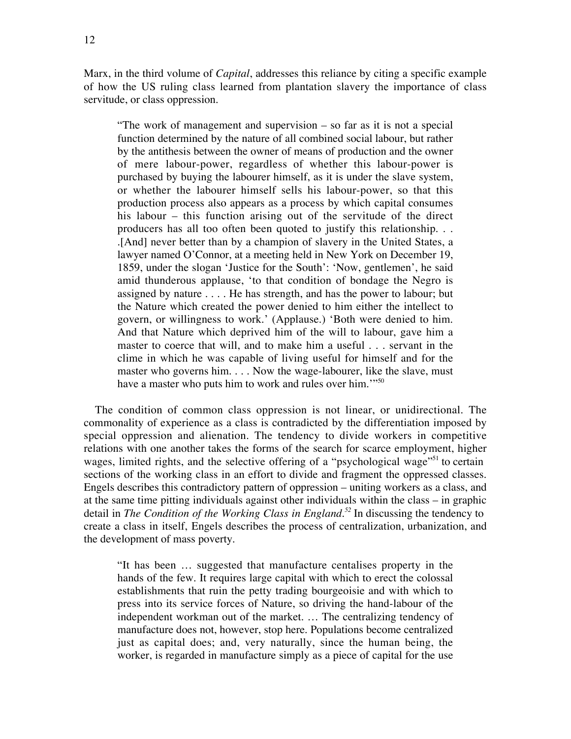Marx, in the third volume of *Capital*, addresses this reliance by citing a specific example of how the US ruling class learned from plantation slavery the importance of class servitude, or class oppression.

> "The work of management and supervision – so far as it is not a special function determined by the nature of all combined social labour, but rather by the antithesis between the owner of means of production and the owner of mere labour-power, regardless of whether this labour-power is purchased by buying the labourer himself, as it is under the slave system, or whether the labourer himself sells his labour-power, so that this production process also appears as a process by which capital consumes his labour – this function arising out of the servitude of the direct producers has all too often been quoted to justify this relationship. . . .[And] never better than by a champion of slavery in the United States, a lawyer named O'Connor, at a meeting held in New York on December 19, 1859, under the slogan 'Justice for the South': 'Now, gentlemen', he said amid thunderous applause, 'to that condition of bondage the Negro is assigned by nature . . . . He has strength, and has the power to labour; but the Nature which created the power denied to him either the intellect to govern, or willingness to work.' (Applause.) 'Both were denied to him. And that Nature which deprived him of the will to labour, gave him a master to coerce that will, and to make him a useful . . . servant in the clime in which he was capable of living useful for himself and for the master who governs him. . . . Now the wage-labourer, like the slave, must have a master who puts him to work and rules over him.'"[50]

The condition of common class oppression is not linear, or unidirectional. The commonality of experience as a class is contradicted by the differentiation imposed by special oppression and alienation. The tendency to divide workers in competitive relations with one another takes the forms of the search for scarce employment, higher wages, limited rights, and the selective offering of a "psychological wage"[51] to certain sections of the working class in an effort to divide and fragment the oppressed classes. Engels describes this contradictory pattern of oppression – uniting workers as a class, and at the same time pitting individuals against other individuals within the class – in graphic detail in *The Condition of the Working Class in England*.[52] In discussing the tendency to create a class in itself, Engels describes the process of centralization, urbanization, and the development of mass poverty.

> "It has been … suggested that manufacture centalises property in the hands of the few. It requires large capital with which to erect the colossal establishments that ruin the petty trading bourgeoisie and with which to press into its service forces of Nature, so driving the hand-labour of the independent workman out of the market. … The centralizing tendency of manufacture does not, however, stop here. Populations become centralized just as capital does; and, very naturally, since the human being, the worker, is regarded in manufacture simply as a piece of capital for the use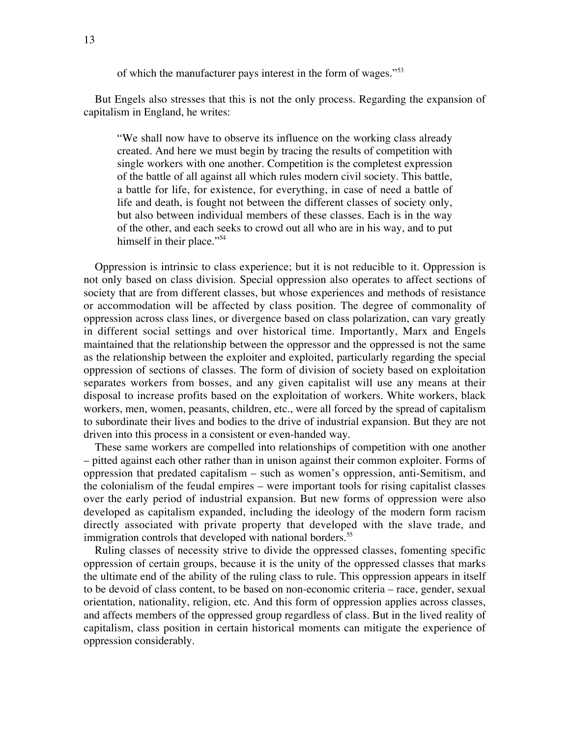of which the manufacturer pays interest in the form of wages."[53]

But Engels also stresses that this is not the only process. Regarding the expansion of capitalism in England, he writes:

> "We shall now have to observe its influence on the working class already created. And here we must begin by tracing the results of competition with single workers with one another. Competition is the completest expression of the battle of all against all which rules modern civil society. This battle, a battle for life, for existence, for everything, in case of need a battle of life and death, is fought not between the different classes of society only, but also between individual members of these classes. Each is in the way of the other, and each seeks to crowd out all who are in his way, and to put himself in their place."[54]

Oppression is intrinsic to class experience; but it is not reducible to it. Oppression is not only based on class division. Special oppression also operates to affect sections of society that are from different classes, but whose experiences and methods of resistance or accommodation will be affected by class position. The degree of commonality of oppression across class lines, or divergence based on class polarization, can vary greatly in different social settings and over historical time. Importantly, Marx and Engels maintained that the relationship between the oppressor and the oppressed is not the same as the relationship between the exploiter and exploited, particularly regarding the special oppression of sections of classes. The form of division of society based on exploitation separates workers from bosses, and any given capitalist will use any means at their disposal to increase profits based on the exploitation of workers. White workers, black workers, men, women, peasants, children, etc., were all forced by the spread of capitalism to subordinate their lives and bodies to the drive of industrial expansion. But they are not driven into this process in a consistent or even-handed way.

These same workers are compelled into relationships of competition with one another – pitted against each other rather than in unison against their common exploiter. Forms of oppression that predated capitalism – such as women's oppression, anti-Semitism, and the colonialism of the feudal empires – were important tools for rising capitalist classes over the early period of industrial expansion. But new forms of oppression were also developed as capitalism expanded, including the ideology of the modern form racism directly associated with private property that developed with the slave trade, and immigration controls that developed with national borders.[55]

Ruling classes of necessity strive to divide the oppressed classes, fomenting specific oppression of certain groups, because it is the unity of the oppressed classes that marks the ultimate end of the ability of the ruling class to rule. This oppression appears in itself to be devoid of class content, to be based on non-economic criteria – race, gender, sexual orientation, nationality, religion, etc. And this form of oppression applies across classes, and affects members of the oppressed group regardless of class. But in the lived reality of capitalism, class position in certain historical moments can mitigate the experience of oppression considerably.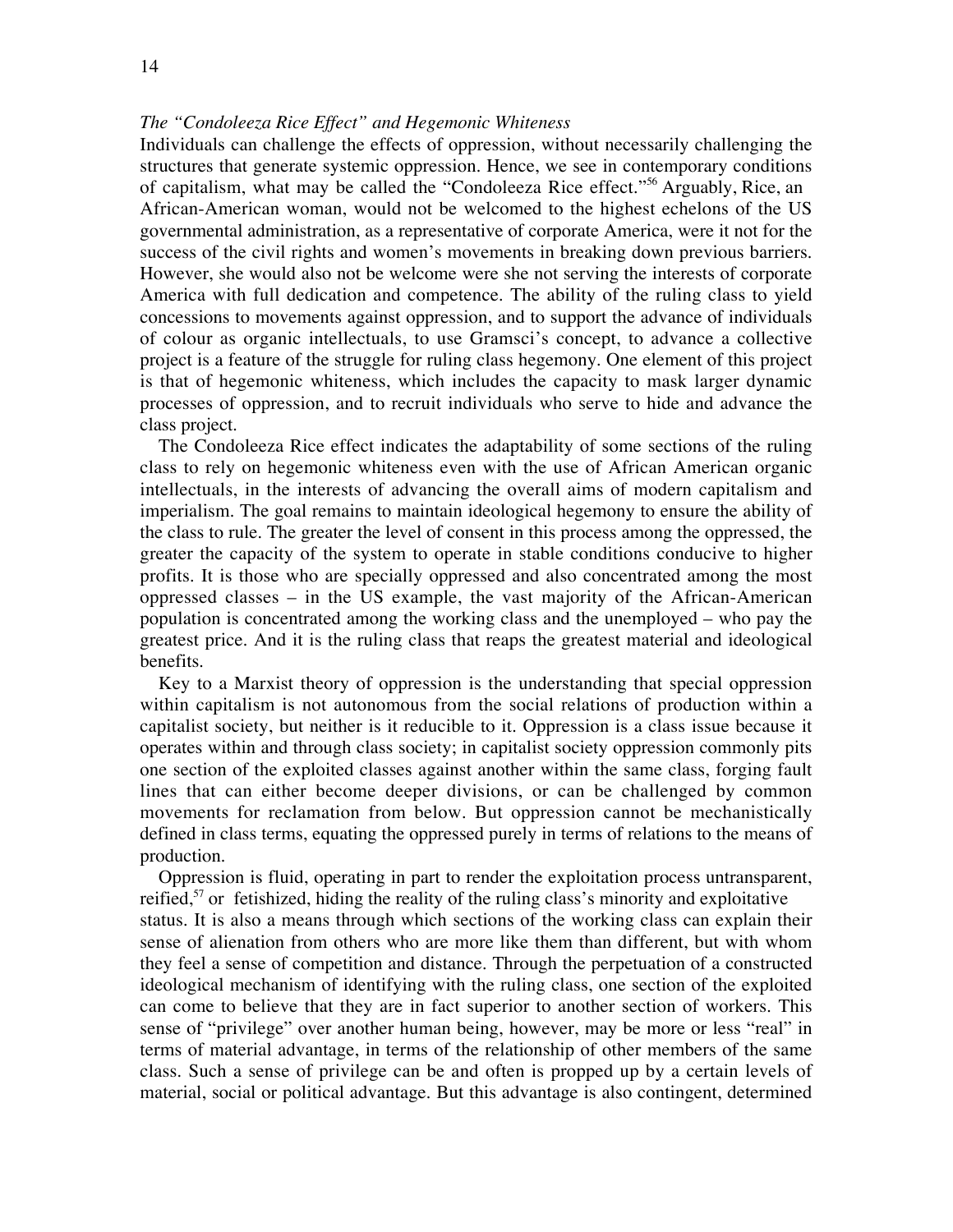*The "Condoleeza Rice Effect" and Hegemonic Whiteness*

Individuals can challenge the effects of oppression, without necessarily challenging the structures that generate systemic oppression. Hence, we see in contemporary conditions of capitalism, what may be called the "Condoleeza Rice effect."[56] Arguably, Rice, an African-American woman, would not be welcomed to the highest echelons of the US governmental administration, as a representative of corporate America, were it not for the success of the civil rights and women's movements in breaking down previous barriers. However, she would also not be welcome were she not serving the interests of corporate America with full dedication and competence. The ability of the ruling class to yield concessions to movements against oppression, and to support the advance of individuals of colour as organic intellectuals, to use Gramsci's concept, to advance a collective project is a feature of the struggle for ruling class hegemony. One element of this project is that of hegemonic whiteness, which includes the capacity to mask larger dynamic processes of oppression, and to recruit individuals who serve to hide and advance the class project.

The Condoleeza Rice effect indicates the adaptability of some sections of the ruling class to rely on hegemonic whiteness even with the use of African American organic intellectuals, in the interests of advancing the overall aims of modern capitalism and imperialism. The goal remains to maintain ideological hegemony to ensure the ability of the class to rule. The greater the level of consent in this process among the oppressed, the greater the capacity of the system to operate in stable conditions conducive to higher profits. It is those who are specially oppressed and also concentrated among the most oppressed classes – in the US example, the vast majority of the African-American population is concentrated among the working class and the unemployed – who pay the greatest price. And it is the ruling class that reaps the greatest material and ideological benefits.

Key to a Marxist theory of oppression is the understanding that special oppression within capitalism is not autonomous from the social relations of production within a capitalist society, but neither is it reducible to it. Oppression is a class issue because it operates within and through class society; in capitalist society oppression commonly pits one section of the exploited classes against another within the same class, forging fault lines that can either become deeper divisions, or can be challenged by common movements for reclamation from below. But oppression cannot be mechanistically defined in class terms, equating the oppressed purely in terms of relations to the means of production.

Oppression is fluid, operating in part to render the exploitation process untransparent, reified,[57] or fetishized, hiding the reality of the ruling class's minority and exploitative status. It is also a means through which sections of the working class can explain their sense of alienation from others who are more like them than different, but with whom they feel a sense of competition and distance. Through the perpetuation of a constructed ideological mechanism of identifying with the ruling class, one section of the exploited can come to believe that they are in fact superior to another section of workers. This sense of "privilege" over another human being, however, may be more or less "real" in terms of material advantage, in terms of the relationship of other members of the same class. Such a sense of privilege can be and often is propped up by a certain levels of material, social or political advantage. But this advantage is also contingent, determined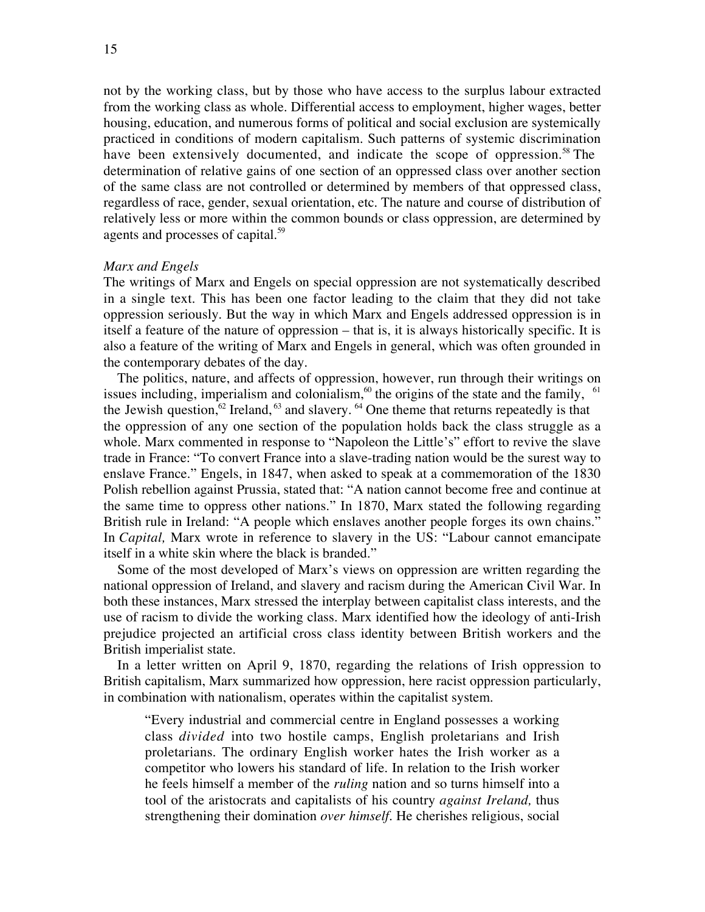not by the working class, but by those who have access to the surplus labour extracted from the working class as whole. Differential access to employment, higher wages, better housing, education, and numerous forms of political and social exclusion are systemically practiced in conditions of modern capitalism. Such patterns of systemic discrimination have been extensively documented, and indicate the scope of oppression.[58] The determination of relative gains of one section of an oppressed class over another section of the same class are not controlled or determined by members of that oppressed class, regardless of race, gender, sexual orientation, etc. The nature and course of distribution of relatively less or more within the common bounds or class oppression, are determined by agents and processes of capital.[59]

*Marx and Engels*

The writings of Marx and Engels on special oppression are not systematically described in a single text. This has been one factor leading to the claim that they did not take oppression seriously. But the way in which Marx and Engels addressed oppression is in itself a feature of the nature of oppression – that is, it is always historically specific. It is also a feature of the writing of Marx and Engels in general, which was often grounded in the contemporary debates of the day.

The politics, nature, and affects of oppression, however, run through their writings on issues including, imperialism and colonialism,[60] the origins of the state and the family, [61] the Jewish question,[62] Ireland,[63] and slavery.[64] One theme that returns repeatedly is that the oppression of any one section of the population holds back the class struggle as a whole. Marx commented in response to "Napoleon the Little's" effort to revive the slave trade in France: "To convert France into a slave-trading nation would be the surest way to enslave France." Engels, in 1847, when asked to speak at a commemoration of the 1830 Polish rebellion against Prussia, stated that: "A nation cannot become free and continue at the same time to oppress other nations." In 1870, Marx stated the following regarding British rule in Ireland: "A people which enslaves another people forges its own chains." In *Capital,* Marx wrote in reference to slavery in the US: "Labour cannot emancipate itself in a white skin where the black is branded."

Some of the most developed of Marx's views on oppression are written regarding the national oppression of Ireland, and slavery and racism during the American Civil War. In both these instances, Marx stressed the interplay between capitalist class interests, and the use of racism to divide the working class. Marx identified how the ideology of anti-Irish prejudice projected an artificial cross class identity between British workers and the British imperialist state.

In a letter written on April 9, 1870, regarding the relations of Irish oppression to British capitalism, Marx summarized how oppression, here racist oppression particularly, in combination with nationalism, operates within the capitalist system.

> "Every industrial and commercial centre in England possesses a working class *divided* into two hostile camps, English proletarians and Irish proletarians. The ordinary English worker hates the Irish worker as a competitor who lowers his standard of life. In relation to the Irish worker he feels himself a member of the *ruling* nation and so turns himself into a tool of the aristocrats and capitalists of his country *against Ireland,* thus strengthening their domination *over himself.* He cherishes religious, social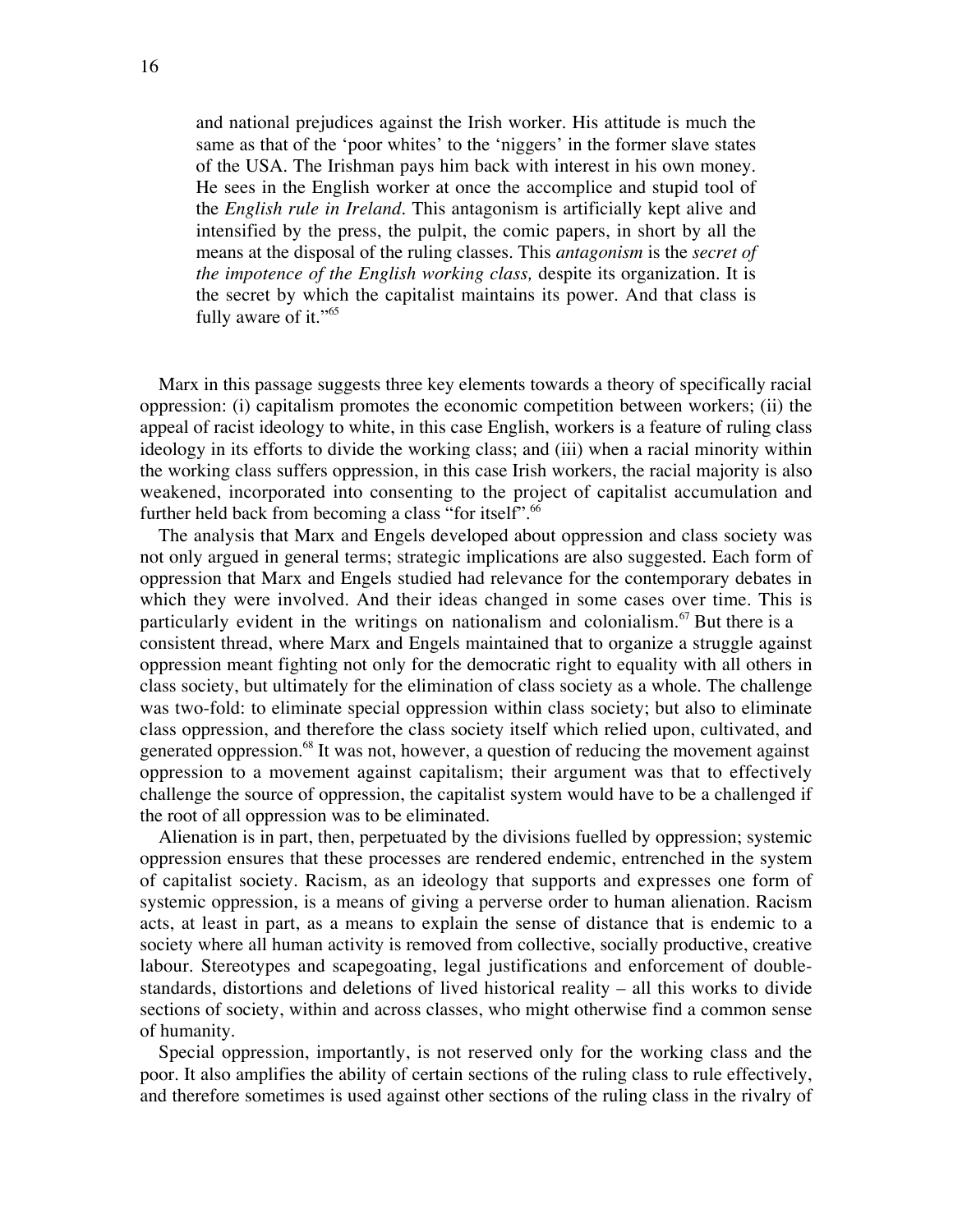> and national prejudices against the Irish worker. His attitude is much the same as that of the 'poor whites' to the 'niggers' in the former slave states of the USA. The Irishman pays him back with interest in his own money. He sees in the English worker at once the accomplice and stupid tool of the *English rule in Ireland*. This antagonism is artificially kept alive and intensified by the press, the pulpit, the comic papers, in short by all the means at the disposal of the ruling classes. This *antagonism* is the *secret of the impotence of the English working class,* despite its organization. It is the secret by which the capitalist maintains its power. And that class is fully aware of it."[65]

Marx in this passage suggests three key elements towards a theory of specifically racial oppression: (i) capitalism promotes the economic competition between workers; (ii) the appeal of racist ideology to white, in this case English, workers is a feature of ruling class ideology in its efforts to divide the working class; and (iii) when a racial minority within the working class suffers oppression, in this case Irish workers, the racial majority is also weakened, incorporated into consenting to the project of capitalist accumulation and further held back from becoming a class "for itself".[66]

The analysis that Marx and Engels developed about oppression and class society was not only argued in general terms; strategic implications are also suggested. Each form of oppression that Marx and Engels studied had relevance for the contemporary debates in which they were involved. And their ideas changed in some cases over time. This is particularly evident in the writings on nationalism and colonialism.[67] But there is a consistent thread, where Marx and Engels maintained that to organize a struggle against oppression meant fighting not only for the democratic right to equality with all others in class society, but ultimately for the elimination of class society as a whole. The challenge was two-fold: to eliminate special oppression within class society; but also to eliminate class oppression, and therefore the class society itself which relied upon, cultivated, and generated oppression.[68] It was not, however, a question of reducing the movement against oppression to a movement against capitalism; their argument was that to effectively challenge the source of oppression, the capitalist system would have to be a challenged if the root of all oppression was to be eliminated.

Alienation is in part, then, perpetuated by the divisions fuelled by oppression; systemic oppression ensures that these processes are rendered endemic, entrenched in the system of capitalist society. Racism, as an ideology that supports and expresses one form of systemic oppression, is a means of giving a perverse order to human alienation. Racism acts, at least in part, as a means to explain the sense of distance that is endemic to a society where all human activity is removed from collective, socially productive, creative labour. Stereotypes and scapegoating, legal justifications and enforcement of double-standards, distortions and deletions of lived historical reality – all this works to divide sections of society, within and across classes, who might otherwise find a common sense of humanity.

Special oppression, importantly, is not reserved only for the working class and the poor. It also amplifies the ability of certain sections of the ruling class to rule effectively, and therefore sometimes is used against other sections of the ruling class in the rivalry of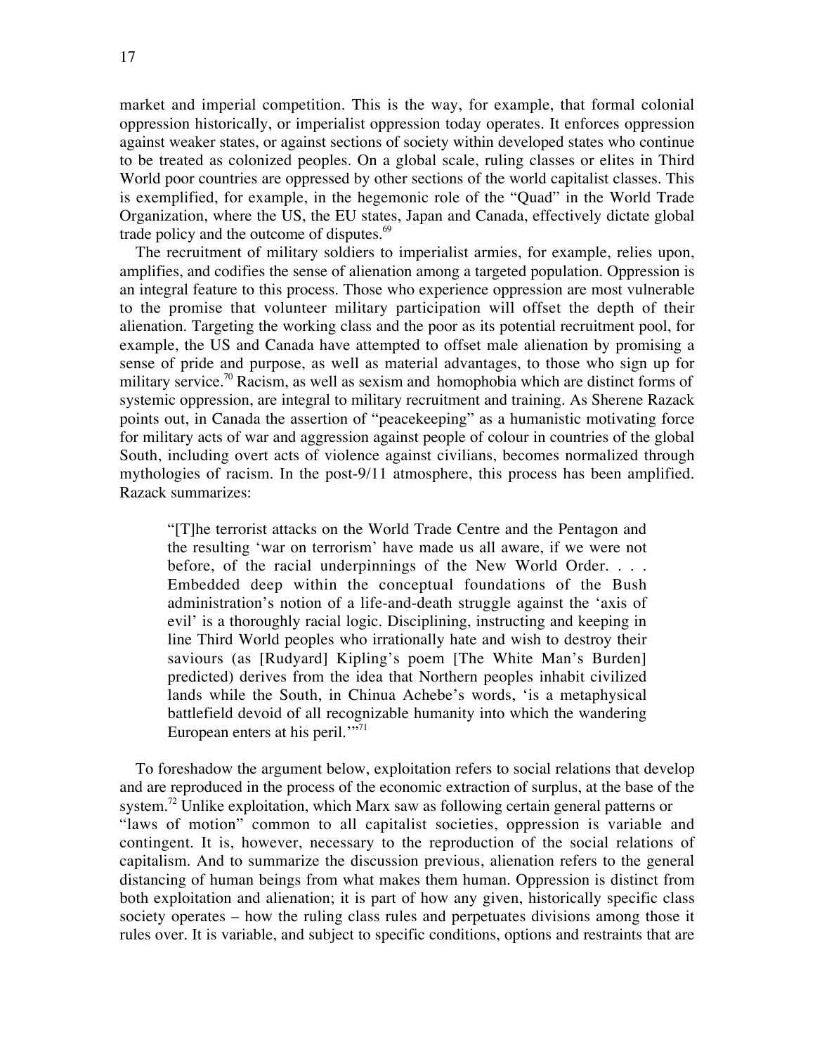market and imperial competition. This is the way, for example, that formal colonial oppression historically, or imperialist oppression today operates. It enforces oppression against weaker states, or against sections of society within developed states who continue to be treated as colonized peoples. On a global scale, ruling classes or elites in Third World poor countries are oppressed by other sections of the world capitalist classes. This is exemplified, for example, in the hegemonic role of the "Quad" in the World Trade Organization, where the US, the EU states, Japan and Canada, effectively dictate global trade policy and the outcome of disputes.[69]

The recruitment of military soldiers to imperialist armies, for example, relies upon, amplifies, and codifies the sense of alienation among a targeted population. Oppression is an integral feature to this process. Those who experience oppression are most vulnerable to the promise that volunteer military participation will offset the depth of their alienation. Targeting the working class and the poor as its potential recruitment pool, for example, the US and Canada have attempted to offset male alienation by promising a sense of pride and purpose, as well as material advantages, to those who sign up for military service.[70] Racism, as well as sexism and homophobia which are distinct forms of systemic oppression, are integral to military recruitment and training. As Sherene Razack points out, in Canada the assertion of "peacekeeping" as a humanistic motivating force for military acts of war and aggression against people of colour in countries of the global South, including overt acts of violence against civilians, becomes normalized through mythologies of racism. In the post-9/11 atmosphere, this process has been amplified. Razack summarizes:

> "[T]he terrorist attacks on the World Trade Centre and the Pentagon and the resulting 'war on terrorism' have made us all aware, if we were not before, of the racial underpinnings of the New World Order. . . . Embedded deep within the conceptual foundations of the Bush administration's notion of a life-and-death struggle against the 'axis of evil' is a thoroughly racial logic. Disciplining, instructing and keeping in line Third World peoples who irrationally hate and wish to destroy their saviours (as [Rudyard] Kipling's poem [The White Man's Burden] predicted) derives from the idea that Northern peoples inhabit civilized lands while the South, in Chinua Achebe's words, 'is a metaphysical battlefield devoid of all recognizable humanity into which the wandering European enters at his peril.'"[71]

To foreshadow the argument below, exploitation refers to social relations that develop and are reproduced in the process of the economic extraction of surplus, at the base of the system.[72] Unlike exploitation, which Marx saw as following certain general patterns or "laws of motion" common to all capitalist societies, oppression is variable and contingent. It is, however, necessary to the reproduction of the social relations of capitalism. And to summarize the discussion previous, alienation refers to the general distancing of human beings from what makes them human. Oppression is distinct from both exploitation and alienation; it is part of how any given, historically specific class society operates – how the ruling class rules and perpetuates divisions among those it rules over. It is variable, and subject to specific conditions, options and restraints that are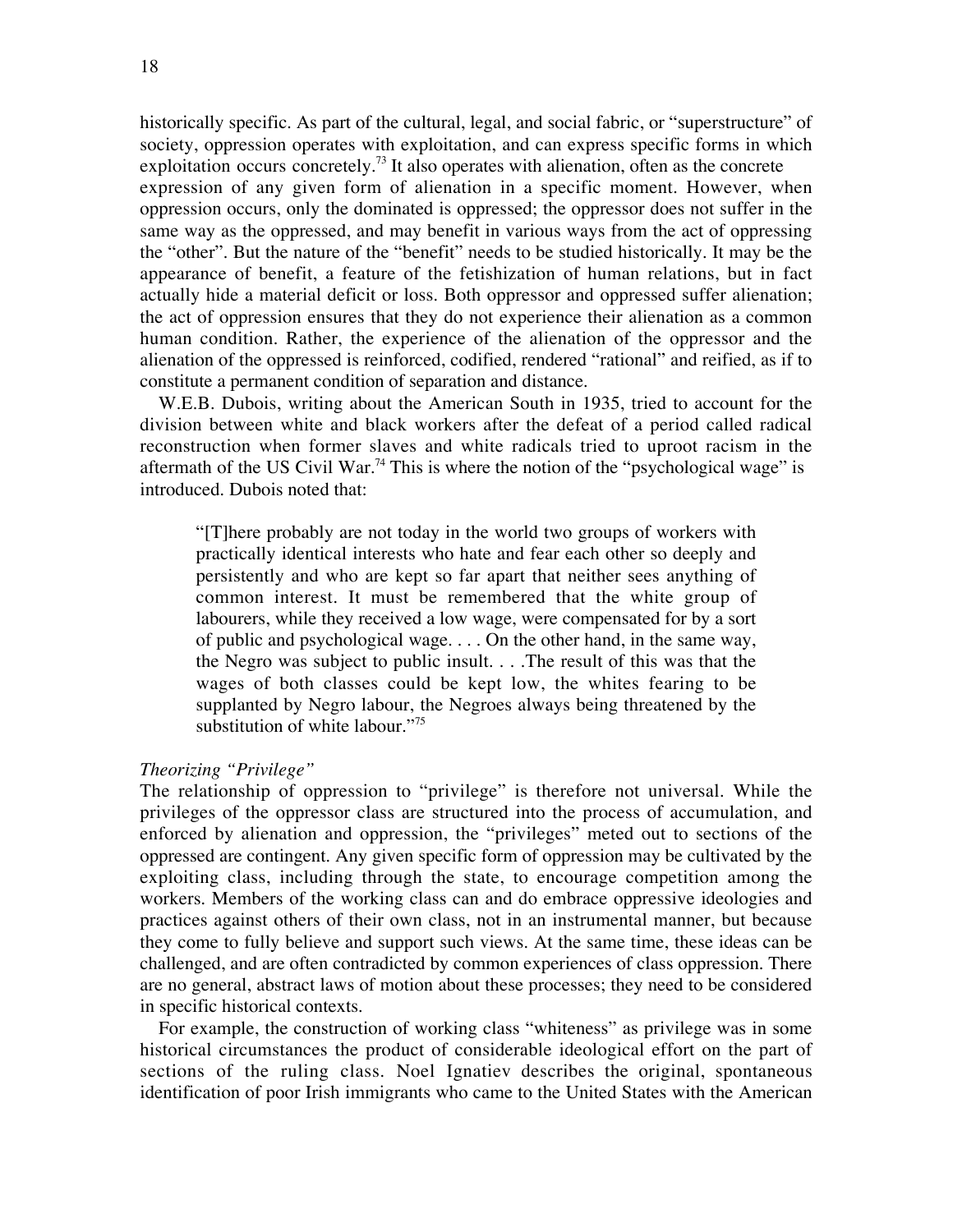historically specific. As part of the cultural, legal, and social fabric, or "superstructure" of society, oppression operates with exploitation, and can express specific forms in which exploitation occurs concretely.[73] It also operates with alienation, often as the concrete expression of any given form of alienation in a specific moment. However, when oppression occurs, only the dominated is oppressed; the oppressor does not suffer in the same way as the oppressed, and may benefit in various ways from the act of oppressing the "other". But the nature of the "benefit" needs to be studied historically. It may be the appearance of benefit, a feature of the fetishization of human relations, but in fact actually hide a material deficit or loss. Both oppressor and oppressed suffer alienation; the act of oppression ensures that they do not experience their alienation as a common human condition. Rather, the experience of the alienation of the oppressor and the alienation of the oppressed is reinforced, codified, rendered "rational" and reified, as if to constitute a permanent condition of separation and distance.

W.E.B. Dubois, writing about the American South in 1935, tried to account for the division between white and black workers after the defeat of a period called radical reconstruction when former slaves and white radicals tried to uproot racism in the aftermath of the US Civil War.[74] This is where the notion of the "psychological wage" is introduced. Dubois noted that:

> "[T]here probably are not today in the world two groups of workers with practically identical interests who hate and fear each other so deeply and persistently and who are kept so far apart that neither sees anything of common interest. It must be remembered that the white group of labourers, while they received a low wage, were compensated for by a sort of public and psychological wage. . . . On the other hand, in the same way, the Negro was subject to public insult. . . .The result of this was that the wages of both classes could be kept low, the whites fearing to be supplanted by Negro labour, the Negroes always being threatened by the substitution of white labour."[75]

*Theorizing "Privilege"*

The relationship of oppression to "privilege" is therefore not universal. While the privileges of the oppressor class are structured into the process of accumulation, and enforced by alienation and oppression, the "privileges" meted out to sections of the oppressed are contingent. Any given specific form of oppression may be cultivated by the exploiting class, including through the state, to encourage competition among the workers. Members of the working class can and do embrace oppressive ideologies and practices against others of their own class, not in an instrumental manner, but because they come to fully believe and support such views. At the same time, these ideas can be challenged, and are often contradicted by common experiences of class oppression. There are no general, abstract laws of motion about these processes; they need to be considered in specific historical contexts.

For example, the construction of working class "whiteness" as privilege was in some historical circumstances the product of considerable ideological effort on the part of sections of the ruling class. Noel Ignatiev describes the original, spontaneous identification of poor Irish immigrants who came to the United States with the American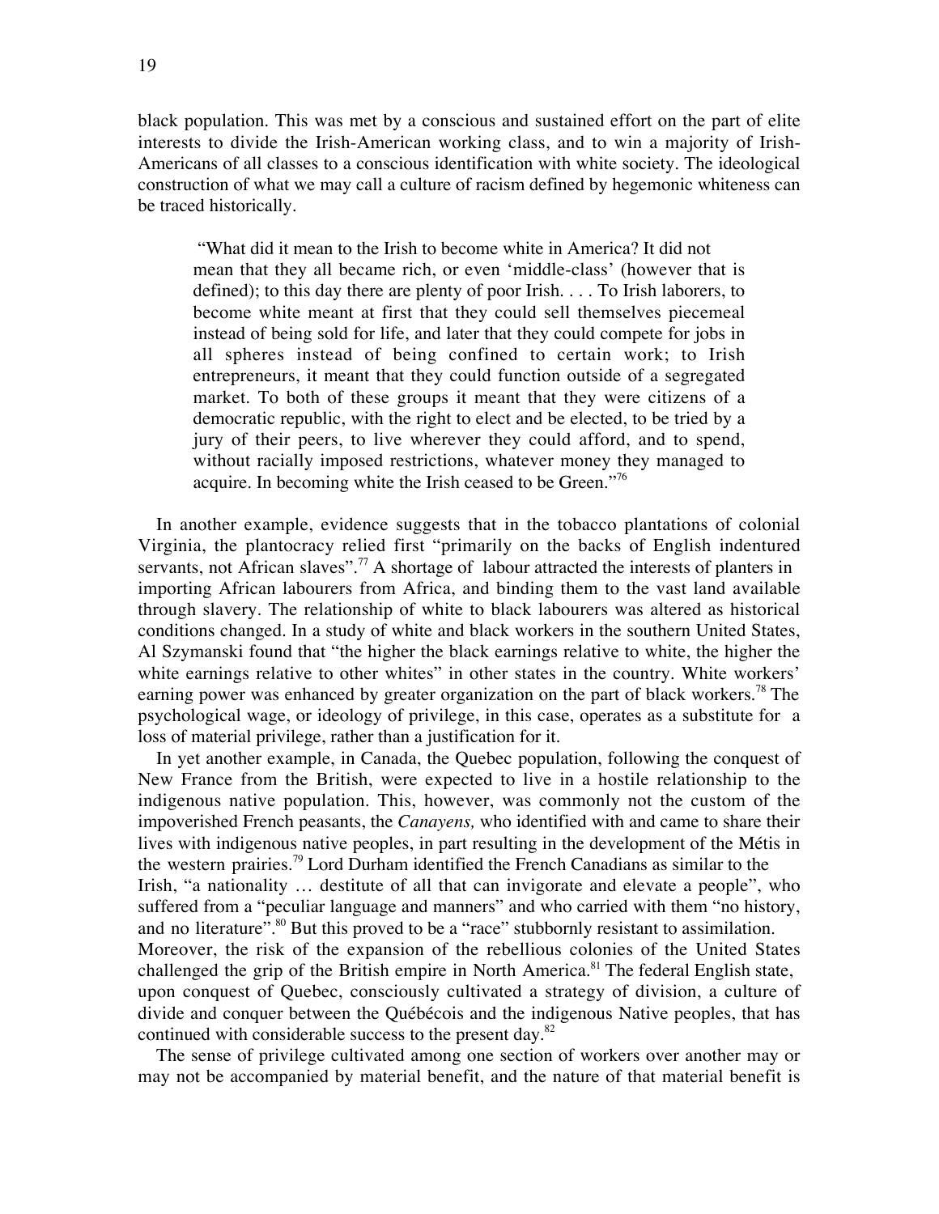black population. This was met by a conscious and sustained effort on the part of elite interests to divide the Irish-American working class, and to win a majority of Irish-Americans of all classes to a conscious identification with white society. The ideological construction of what we may call a culture of racism defined by hegemonic whiteness can be traced historically.

> "What did it mean to the Irish to become white in America? It did not mean that they all became rich, or even 'middle-class' (however that is defined); to this day there are plenty of poor Irish. . . . To Irish laborers, to become white meant at first that they could sell themselves piecemeal instead of being sold for life, and later that they could compete for jobs in all spheres instead of being confined to certain work; to Irish entrepreneurs, it meant that they could function outside of a segregated market. To both of these groups it meant that they were citizens of a democratic republic, with the right to elect and be elected, to be tried by a jury of their peers, to live wherever they could afford, and to spend, without racially imposed restrictions, whatever money they managed to acquire. In becoming white the Irish ceased to be Green."[76]

In another example, evidence suggests that in the tobacco plantations of colonial Virginia, the plantocracy relied first "primarily on the backs of English indentured servants, not African slaves".[77] A shortage of labour attracted the interests of planters in importing African labourers from Africa, and binding them to the vast land available through slavery. The relationship of white to black labourers was altered as historical conditions changed. In a study of white and black workers in the southern United States, Al Szymanski found that "the higher the black earnings relative to white, the higher the white earnings relative to other whites" in other states in the country. White workers' earning power was enhanced by greater organization on the part of black workers.[78] The psychological wage, or ideology of privilege, in this case, operates as a substitute for a loss of material privilege, rather than a justification for it.

In yet another example, in Canada, the Quebec population, following the conquest of New France from the British, were expected to live in a hostile relationship to the indigenous native population. This, however, was commonly not the custom of the impoverished French peasants, the *Canayens,* who identified with and came to share their lives with indigenous native peoples, in part resulting in the development of the Métis in the western prairies.[79] Lord Durham identified the French Canadians as similar to the Irish, "a nationality … destitute of all that can invigorate and elevate a people", who suffered from a "peculiar language and manners" and who carried with them "no history, and no literature".[80] But this proved to be a "race" stubbornly resistant to assimilation. Moreover, the risk of the expansion of the rebellious colonies of the United States challenged the grip of the British empire in North America.[81] The federal English state, upon conquest of Quebec, consciously cultivated a strategy of division, a culture of divide and conquer between the Québécois and the indigenous Native peoples, that has continued with considerable success to the present day.[82]

The sense of privilege cultivated among one section of workers over another may or may not be accompanied by material benefit, and the nature of that material benefit is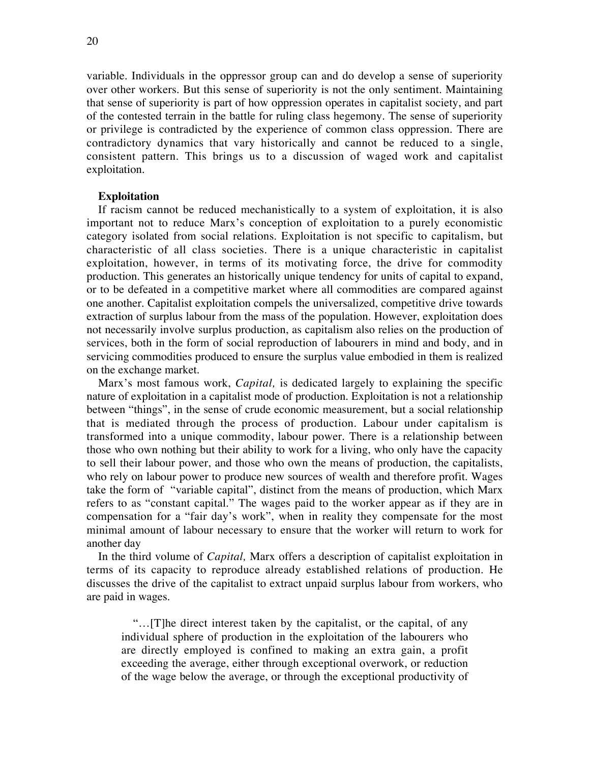variable. Individuals in the oppressor group can and do develop a sense of superiority over other workers. But this sense of superiority is not the only sentiment. Maintaining that sense of superiority is part of how oppression operates in capitalist society, and part of the contested terrain in the battle for ruling class hegemony. The sense of superiority or privilege is contradicted by the experience of common class oppression. There are contradictory dynamics that vary historically and cannot be reduced to a single, consistent pattern. This brings us to a discussion of waged work and capitalist exploitation.

**Exploitation**

If racism cannot be reduced mechanistically to a system of exploitation, it is also important not to reduce Marx's conception of exploitation to a purely economistic category isolated from social relations. Exploitation is not specific to capitalism, but characteristic of all class societies. There is a unique characteristic in capitalist exploitation, however, in terms of its motivating force, the drive for commodity production. This generates an historically unique tendency for units of capital to expand, or to be defeated in a competitive market where all commodities are compared against one another. Capitalist exploitation compels the universalized, competitive drive towards extraction of surplus labour from the mass of the population. However, exploitation does not necessarily involve surplus production, as capitalism also relies on the production of services, both in the form of social reproduction of labourers in mind and body, and in servicing commodities produced to ensure the surplus value embodied in them is realized on the exchange market.

Marx's most famous work, *Capital,* is dedicated largely to explaining the specific nature of exploitation in a capitalist mode of production. Exploitation is not a relationship between "things", in the sense of crude economic measurement, but a social relationship that is mediated through the process of production. Labour under capitalism is transformed into a unique commodity, labour power. There is a relationship between those who own nothing but their ability to work for a living, who only have the capacity to sell their labour power, and those who own the means of production, the capitalists, who rely on labour power to produce new sources of wealth and therefore profit. Wages take the form of "variable capital", distinct from the means of production, which Marx refers to as "constant capital." The wages paid to the worker appear as if they are in compensation for a "fair day's work", when in reality they compensate for the most minimal amount of labour necessary to ensure that the worker will return to work for another day

In the third volume of *Capital,* Marx offers a description of capitalist exploitation in terms of its capacity to reproduce already established relations of production. He discusses the drive of the capitalist to extract unpaid surplus labour from workers, who are paid in wages.

> "…[T]he direct interest taken by the capitalist, or the capital, of any individual sphere of production in the exploitation of the labourers who are directly employed is confined to making an extra gain, a profit exceeding the average, either through exceptional overwork, or reduction of the wage below the average, or through the exceptional productivity of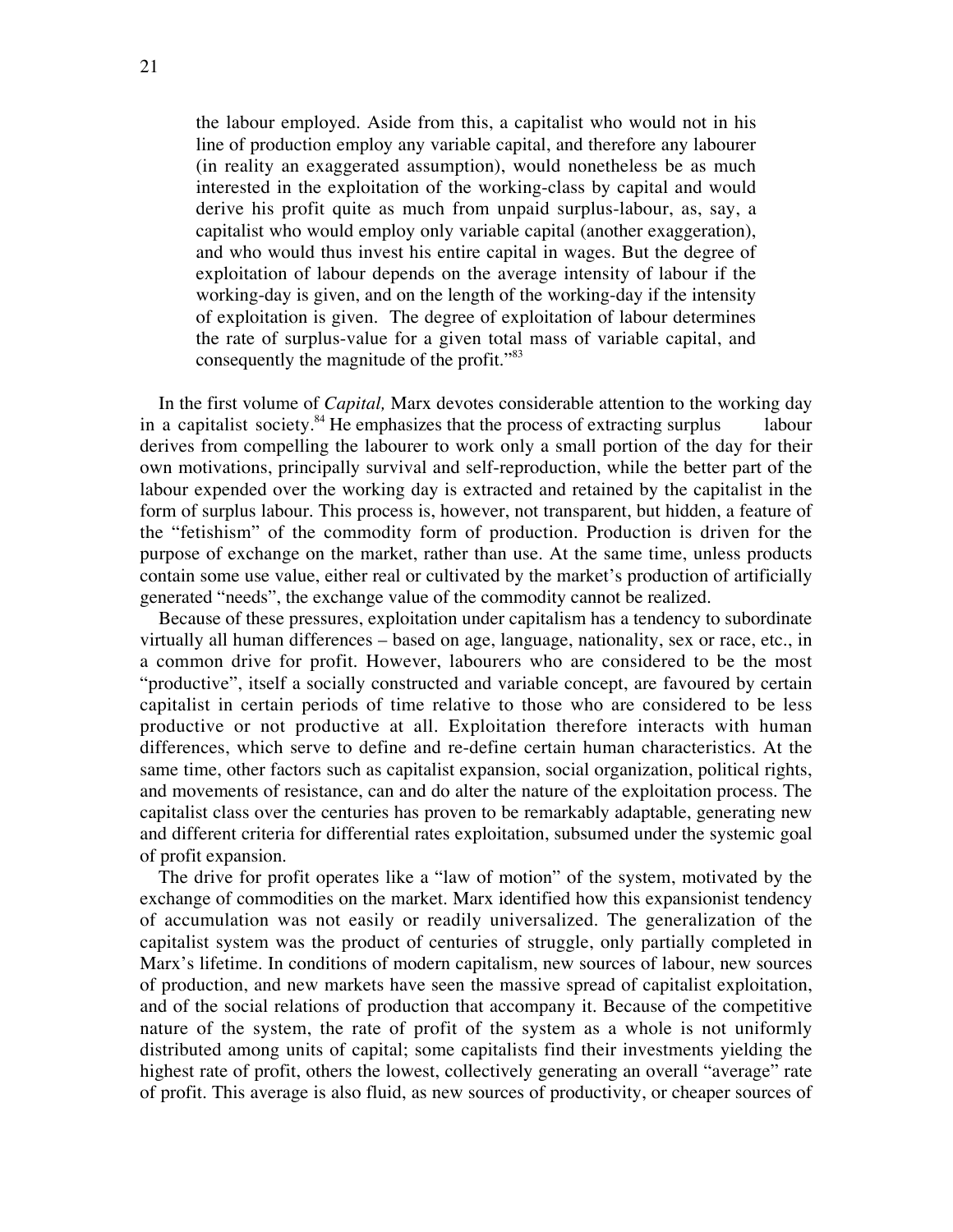> the labour employed. Aside from this, a capitalist who would not in his line of production employ any variable capital, and therefore any labourer (in reality an exaggerated assumption), would nonetheless be as much interested in the exploitation of the working-class by capital and would derive his profit quite as much from unpaid surplus-labour, as, say, a capitalist who would employ only variable capital (another exaggeration), and who would thus invest his entire capital in wages. But the degree of exploitation of labour depends on the average intensity of labour if the working-day is given, and on the length of the working-day if the intensity of exploitation is given. The degree of exploitation of labour determines the rate of surplus-value for a given total mass of variable capital, and consequently the magnitude of the profit."[83]

In the first volume of *Capital,* Marx devotes considerable attention to the working day in a capitalist society.[84] He emphasizes that the process of extracting surplus labour derives from compelling the labourer to work only a small portion of the day for their own motivations, principally survival and self-reproduction, while the better part of the labour expended over the working day is extracted and retained by the capitalist in the form of surplus labour. This process is, however, not transparent, but hidden, a feature of the "fetishism" of the commodity form of production. Production is driven for the purpose of exchange on the market, rather than use. At the same time, unless products contain some use value, either real or cultivated by the market's production of artificially generated "needs", the exchange value of the commodity cannot be realized.

Because of these pressures, exploitation under capitalism has a tendency to subordinate virtually all human differences – based on age, language, nationality, sex or race, etc., in a common drive for profit. However, labourers who are considered to be the most "productive", itself a socially constructed and variable concept, are favoured by certain capitalist in certain periods of time relative to those who are considered to be less productive or not productive at all. Exploitation therefore interacts with human differences, which serve to define and re-define certain human characteristics. At the same time, other factors such as capitalist expansion, social organization, political rights, and movements of resistance, can and do alter the nature of the exploitation process. The capitalist class over the centuries has proven to be remarkably adaptable, generating new and different criteria for differential rates exploitation, subsumed under the systemic goal of profit expansion.

The drive for profit operates like a "law of motion" of the system, motivated by the exchange of commodities on the market. Marx identified how this expansionist tendency of accumulation was not easily or readily universalized. The generalization of the capitalist system was the product of centuries of struggle, only partially completed in Marx's lifetime. In conditions of modern capitalism, new sources of labour, new sources of production, and new markets have seen the massive spread of capitalist exploitation, and of the social relations of production that accompany it. Because of the competitive nature of the system, the rate of profit of the system as a whole is not uniformly distributed among units of capital; some capitalists find their investments yielding the highest rate of profit, others the lowest, collectively generating an overall "average" rate of profit. This average is also fluid, as new sources of productivity, or cheaper sources of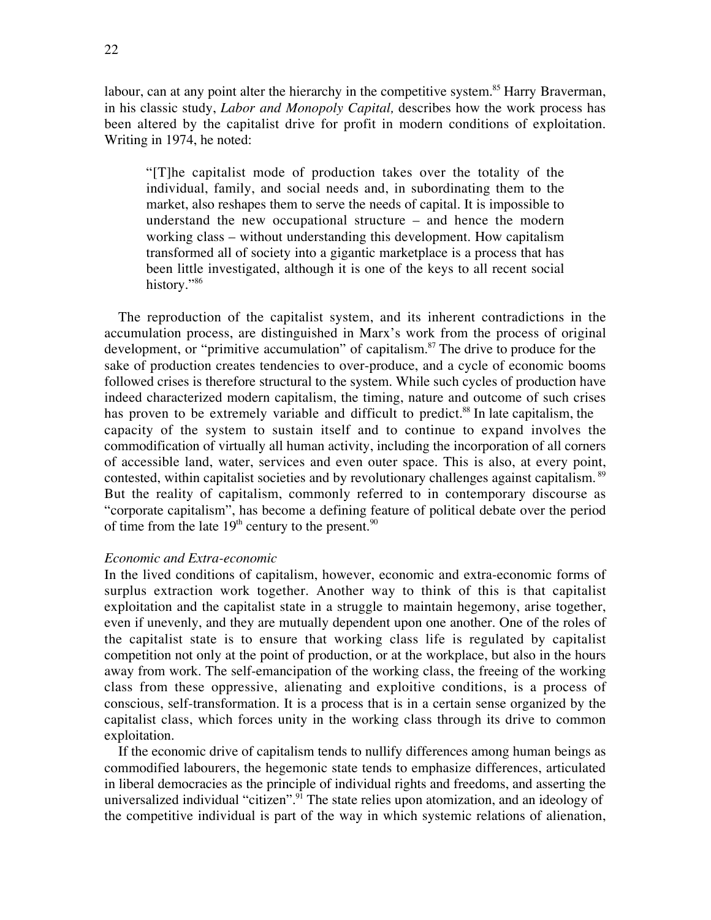labour, can at any point alter the hierarchy in the competitive system.[85] Harry Braverman, in his classic study, *Labor and Monopoly Capital,* describes how the work process has been altered by the capitalist drive for profit in modern conditions of exploitation. Writing in 1974, he noted:

> "[T]he capitalist mode of production takes over the totality of the individual, family, and social needs and, in subordinating them to the market, also reshapes them to serve the needs of capital. It is impossible to understand the new occupational structure – and hence the modern working class – without understanding this development. How capitalism transformed all of society into a gigantic marketplace is a process that has been little investigated, although it is one of the keys to all recent social history."[86]

The reproduction of the capitalist system, and its inherent contradictions in the accumulation process, are distinguished in Marx's work from the process of original development, or "primitive accumulation" of capitalism.[87] The drive to produce for the sake of production creates tendencies to over-produce, and a cycle of economic booms followed crises is therefore structural to the system. While such cycles of production have indeed characterized modern capitalism, the timing, nature and outcome of such crises has proven to be extremely variable and difficult to predict.[88] In late capitalism, the capacity of the system to sustain itself and to continue to expand involves the commodification of virtually all human activity, including the incorporation of all corners of accessible land, water, services and even outer space. This is also, at every point, contested, within capitalist societies and by revolutionary challenges against capitalism.[89] But the reality of capitalism, commonly referred to in contemporary discourse as "corporate capitalism", has become a defining feature of political debate over the period of time from the late 19th century to the present.[90]

*Economic and Extra-economic*

In the lived conditions of capitalism, however, economic and extra-economic forms of surplus extraction work together. Another way to think of this is that capitalist exploitation and the capitalist state in a struggle to maintain hegemony, arise together, even if unevenly, and they are mutually dependent upon one another. One of the roles of the capitalist state is to ensure that working class life is regulated by capitalist competition not only at the point of production, or at the workplace, but also in the hours away from work. The self-emancipation of the working class, the freeing of the working class from these oppressive, alienating and exploitive conditions, is a process of conscious, self-transformation. It is a process that is in a certain sense organized by the capitalist class, which forces unity in the working class through its drive to common exploitation.

If the economic drive of capitalism tends to nullify differences among human beings as commodified labourers, the hegemonic state tends to emphasize differences, articulated in liberal democracies as the principle of individual rights and freedoms, and asserting the universalized individual "citizen".[91] The state relies upon atomization, and an ideology of the competitive individual is part of the way in which systemic relations of alienation,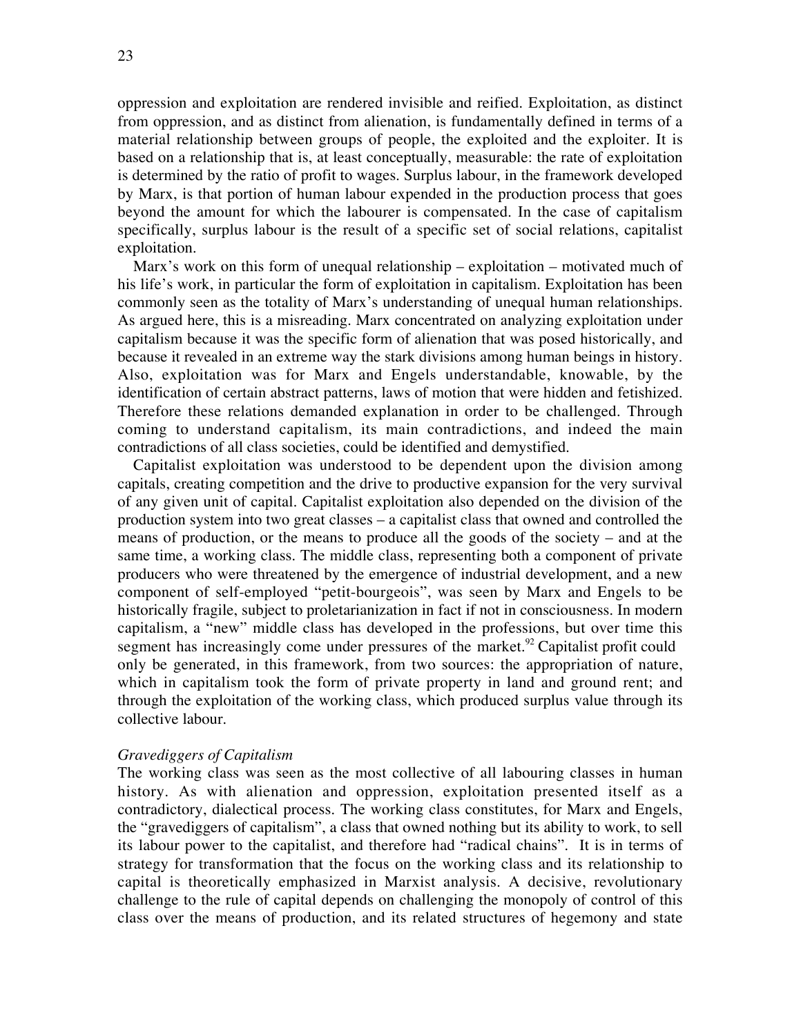oppression and exploitation are rendered invisible and reified. Exploitation, as distinct from oppression, and as distinct from alienation, is fundamentally defined in terms of a material relationship between groups of people, the exploited and the exploiter. It is based on a relationship that is, at least conceptually, measurable: the rate of exploitation is determined by the ratio of profit to wages. Surplus labour, in the framework developed by Marx, is that portion of human labour expended in the production process that goes beyond the amount for which the labourer is compensated. In the case of capitalism specifically, surplus labour is the result of a specific set of social relations, capitalist exploitation.

Marx's work on this form of unequal relationship – exploitation – motivated much of his life's work, in particular the form of exploitation in capitalism. Exploitation has been commonly seen as the totality of Marx's understanding of unequal human relationships. As argued here, this is a misreading. Marx concentrated on analyzing exploitation under capitalism because it was the specific form of alienation that was posed historically, and because it revealed in an extreme way the stark divisions among human beings in history. Also, exploitation was for Marx and Engels understandable, knowable, by the identification of certain abstract patterns, laws of motion that were hidden and fetishized. Therefore these relations demanded explanation in order to be challenged. Through coming to understand capitalism, its main contradictions, and indeed the main contradictions of all class societies, could be identified and demystified.

Capitalist exploitation was understood to be dependent upon the division among capitals, creating competition and the drive to productive expansion for the very survival of any given unit of capital. Capitalist exploitation also depended on the division of the production system into two great classes – a capitalist class that owned and controlled the means of production, or the means to produce all the goods of the society – and at the same time, a working class. The middle class, representing both a component of private producers who were threatened by the emergence of industrial development, and a new component of self-employed "petit-bourgeois", was seen by Marx and Engels to be historically fragile, subject to proletarianization in fact if not in consciousness. In modern capitalism, a "new" middle class has developed in the professions, but over time this segment has increasingly come under pressures of the market.[92] Capitalist profit could only be generated, in this framework, from two sources: the appropriation of nature, which in capitalism took the form of private property in land and ground rent; and through the exploitation of the working class, which produced surplus value through its collective labour.

*Gravediggers of Capitalism*

The working class was seen as the most collective of all labouring classes in human history. As with alienation and oppression, exploitation presented itself as a contradictory, dialectical process. The working class constitutes, for Marx and Engels, the "gravediggers of capitalism", a class that owned nothing but its ability to work, to sell its labour power to the capitalist, and therefore had "radical chains". It is in terms of strategy for transformation that the focus on the working class and its relationship to capital is theoretically emphasized in Marxist analysis. A decisive, revolutionary challenge to the rule of capital depends on challenging the monopoly of control of this class over the means of production, and its related structures of hegemony and state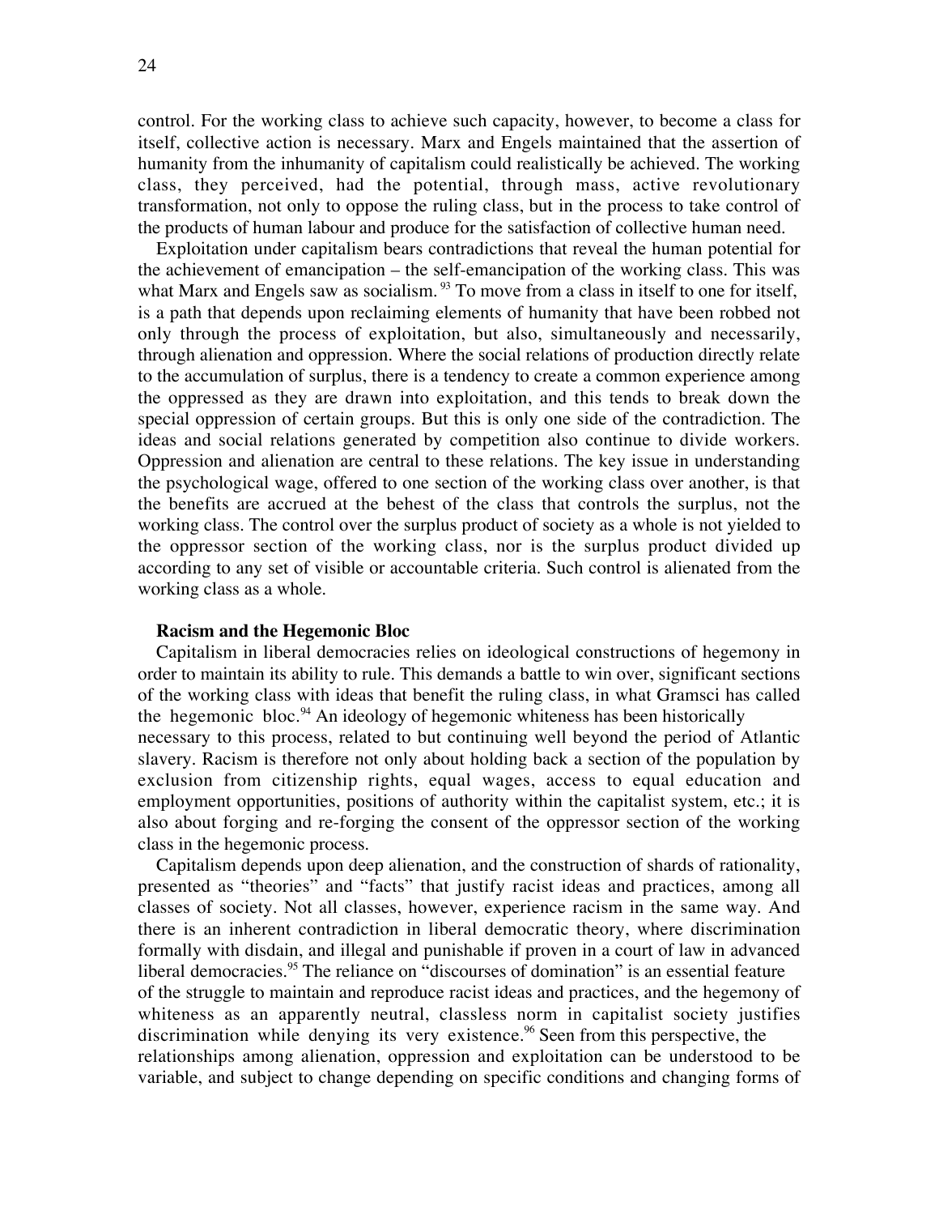control. For the working class to achieve such capacity, however, to become a class for itself, collective action is necessary. Marx and Engels maintained that the assertion of humanity from the inhumanity of capitalism could realistically be achieved. The working class, they perceived, had the potential, through mass, active revolutionary transformation, not only to oppose the ruling class, but in the process to take control of the products of human labour and produce for the satisfaction of collective human need.

Exploitation under capitalism bears contradictions that reveal the human potential for the achievement of emancipation – the self-emancipation of the working class. This was what Marx and Engels saw as socialism.[93] To move from a class in itself to one for itself, is a path that depends upon reclaiming elements of humanity that have been robbed not only through the process of exploitation, but also, simultaneously and necessarily, through alienation and oppression. Where the social relations of production directly relate to the accumulation of surplus, there is a tendency to create a common experience among the oppressed as they are drawn into exploitation, and this tends to break down the special oppression of certain groups. But this is only one side of the contradiction. The ideas and social relations generated by competition also continue to divide workers. Oppression and alienation are central to these relations. The key issue in understanding the psychological wage, offered to one section of the working class over another, is that the benefits are accrued at the behest of the class that controls the surplus, not the working class. The control over the surplus product of society as a whole is not yielded to the oppressor section of the working class, nor is the surplus product divided up according to any set of visible or accountable criteria. Such control is alienated from the working class as a whole.

**Racism and the Hegemonic Bloc**

Capitalism in liberal democracies relies on ideological constructions of hegemony in order to maintain its ability to rule. This demands a battle to win over, significant sections of the working class with ideas that benefit the ruling class, in what Gramsci has called the hegemonic bloc.[94] An ideology of hegemonic whiteness has been historically necessary to this process, related to but continuing well beyond the period of Atlantic slavery. Racism is therefore not only about holding back a section of the population by exclusion from citizenship rights, equal wages, access to equal education and employment opportunities, positions of authority within the capitalist system, etc.; it is also about forging and re-forging the consent of the oppressor section of the working class in the hegemonic process.

Capitalism depends upon deep alienation, and the construction of shards of rationality, presented as "theories" and "facts" that justify racist ideas and practices, among all classes of society. Not all classes, however, experience racism in the same way. And there is an inherent contradiction in liberal democratic theory, where discrimination formally with disdain, and illegal and punishable if proven in a court of law in advanced liberal democracies.[95] The reliance on "discourses of domination" is an essential feature of the struggle to maintain and reproduce racist ideas and practices, and the hegemony of whiteness as an apparently neutral, classless norm in capitalist society justifies discrimination while denying its very existence.[96] Seen from this perspective, the relationships among alienation, oppression and exploitation can be understood to be variable, and subject to change depending on specific conditions and changing forms of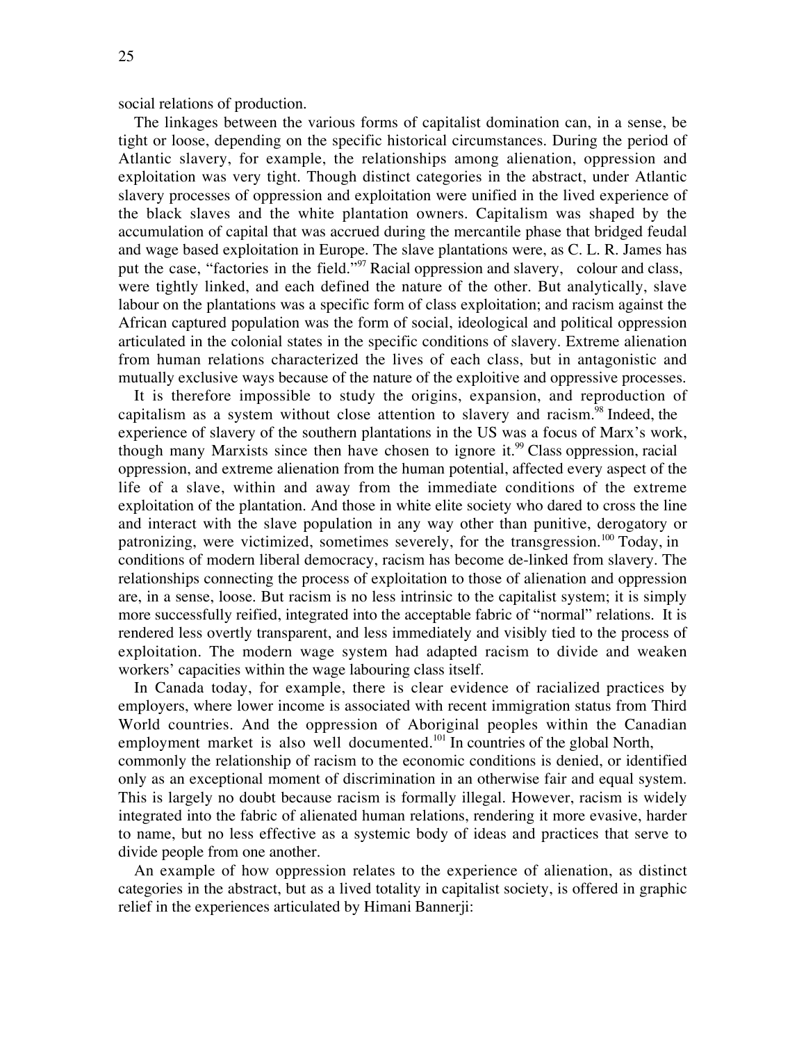social relations of production.

The linkages between the various forms of capitalist domination can, in a sense, be tight or loose, depending on the specific historical circumstances. During the period of Atlantic slavery, for example, the relationships among alienation, oppression and exploitation was very tight. Though distinct categories in the abstract, under Atlantic slavery processes of oppression and exploitation were unified in the lived experience of the black slaves and the white plantation owners. Capitalism was shaped by the accumulation of capital that was accrued during the mercantile phase that bridged feudal and wage based exploitation in Europe. The slave plantations were, as C. L. R. James has put the case, "factories in the field."[97] Racial oppression and slavery, colour and class, were tightly linked, and each defined the nature of the other. But analytically, slave labour on the plantations was a specific form of class exploitation; and racism against the African captured population was the form of social, ideological and political oppression articulated in the colonial states in the specific conditions of slavery. Extreme alienation from human relations characterized the lives of each class, but in antagonistic and mutually exclusive ways because of the nature of the exploitive and oppressive processes.

It is therefore impossible to study the origins, expansion, and reproduction of capitalism as a system without close attention to slavery and racism.[98] Indeed, the experience of slavery of the southern plantations in the US was a focus of Marx's work, though many Marxists since then have chosen to ignore it.[99] Class oppression, racial oppression, and extreme alienation from the human potential, affected every aspect of the life of a slave, within and away from the immediate conditions of the extreme exploitation of the plantation. And those in white elite society who dared to cross the line and interact with the slave population in any way other than punitive, derogatory or patronizing, were victimized, sometimes severely, for the transgression.[100] Today, in conditions of modern liberal democracy, racism has become de-linked from slavery. The relationships connecting the process of exploitation to those of alienation and oppression are, in a sense, loose. But racism is no less intrinsic to the capitalist system; it is simply more successfully reified, integrated into the acceptable fabric of "normal" relations. It is rendered less overtly transparent, and less immediately and visibly tied to the process of exploitation. The modern wage system had adapted racism to divide and weaken workers' capacities within the wage labouring class itself.

In Canada today, for example, there is clear evidence of racialized practices by employers, where lower income is associated with recent immigration status from Third World countries. And the oppression of Aboriginal peoples within the Canadian employment market is also well documented.[101] In countries of the global North, commonly the relationship of racism to the economic conditions is denied, or identified only as an exceptional moment of discrimination in an otherwise fair and equal system. This is largely no doubt because racism is formally illegal. However, racism is widely integrated into the fabric of alienated human relations, rendering it more evasive, harder to name, but no less effective as a systemic body of ideas and practices that serve to divide people from one another.

An example of how oppression relates to the experience of alienation, as distinct categories in the abstract, but as a lived totality in capitalist society, is offered in graphic relief in the experiences articulated by Himani Bannerji: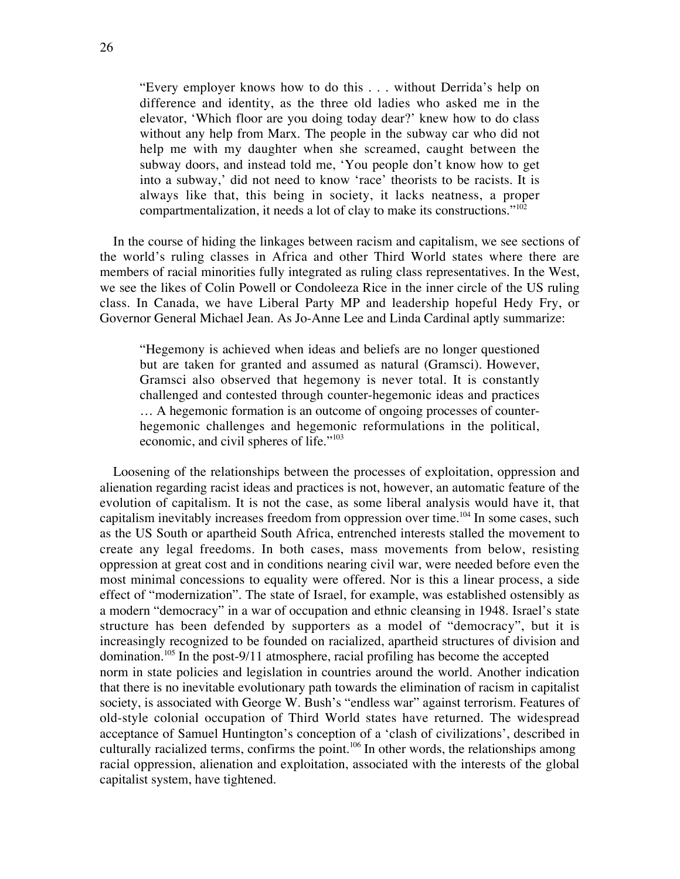> "Every employer knows how to do this . . . without Derrida's help on difference and identity, as the three old ladies who asked me in the elevator, 'Which floor are you doing today dear?' knew how to do class without any help from Marx. The people in the subway car who did not help me with my daughter when she screamed, caught between the subway doors, and instead told me, 'You people don't know how to get into a subway,' did not need to know 'race' theorists to be racists. It is always like that, this being in society, it lacks neatness, a proper compartmentalization, it needs a lot of clay to make its constructions."[102]

In the course of hiding the linkages between racism and capitalism, we see sections of the world's ruling classes in Africa and other Third World states where there are members of racial minorities fully integrated as ruling class representatives. In the West, we see the likes of Colin Powell or Condoleeza Rice in the inner circle of the US ruling class. In Canada, we have Liberal Party MP and leadership hopeful Hedy Fry, or Governor General Michael Jean. As Jo-Anne Lee and Linda Cardinal aptly summarize:

> "Hegemony is achieved when ideas and beliefs are no longer questioned but are taken for granted and assumed as natural (Gramsci). However, Gramsci also observed that hegemony is never total. It is constantly challenged and contested through counter-hegemonic ideas and practices … A hegemonic formation is an outcome of ongoing processes of counter-hegemonic challenges and hegemonic reformulations in the political, economic, and civil spheres of life."[103]

Loosening of the relationships between the processes of exploitation, oppression and alienation regarding racist ideas and practices is not, however, an automatic feature of the evolution of capitalism. It is not the case, as some liberal analysis would have it, that capitalism inevitably increases freedom from oppression over time.[104] In some cases, such as the US South or apartheid South Africa, entrenched interests stalled the movement to create any legal freedoms. In both cases, mass movements from below, resisting oppression at great cost and in conditions nearing civil war, were needed before even the most minimal concessions to equality were offered. Nor is this a linear process, a side effect of "modernization". The state of Israel, for example, was established ostensibly as a modern "democracy" in a war of occupation and ethnic cleansing in 1948. Israel's state structure has been defended by supporters as a model of "democracy", but it is increasingly recognized to be founded on racialized, apartheid structures of division and domination.[105] In the post-9/11 atmosphere, racial profiling has become the accepted norm in state policies and legislation in countries around the world. Another indication that there is no inevitable evolutionary path towards the elimination of racism in capitalist society, is associated with George W. Bush's "endless war" against terrorism. Features of old-style colonial occupation of Third World states have returned. The widespread acceptance of Samuel Huntington's conception of a 'clash of civilizations', described in culturally racialized terms, confirms the point.[106] In other words, the relationships among racial oppression, alienation and exploitation, associated with the interests of the global capitalist system, have tightened.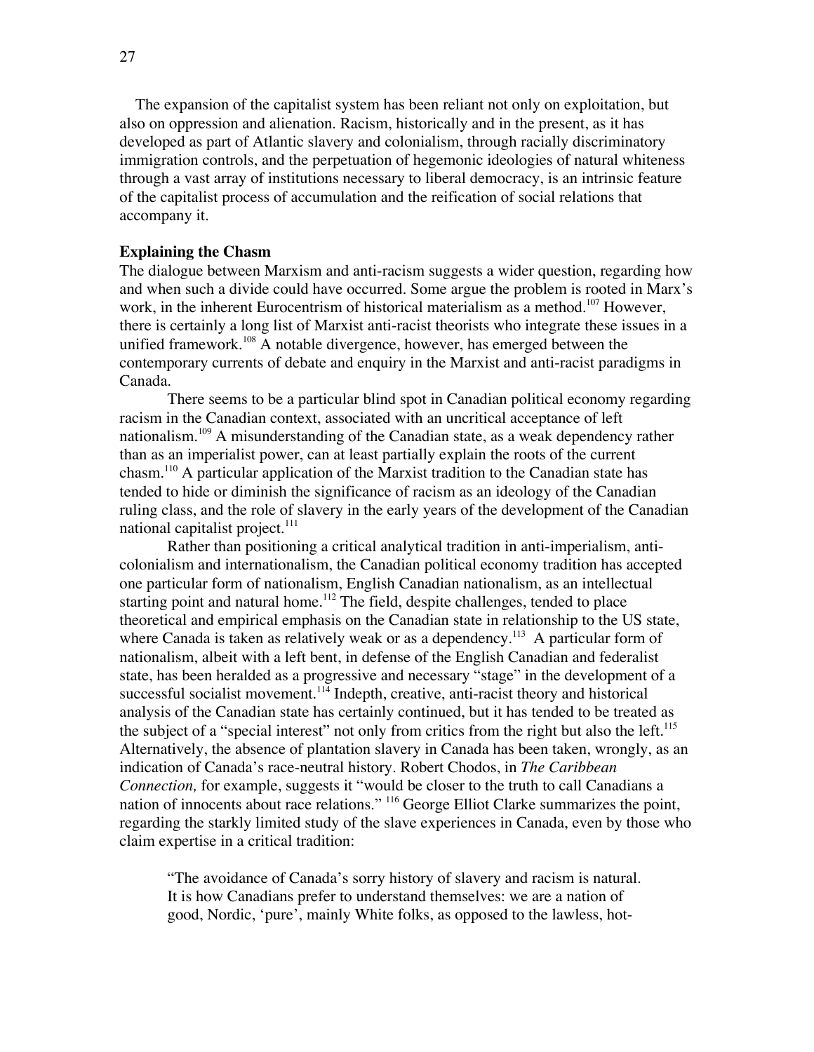The expansion of the capitalist system has been reliant not only on exploitation, but also on oppression and alienation. Racism, historically and in the present, as it has developed as part of Atlantic slavery and colonialism, through racially discriminatory immigration controls, and the perpetuation of hegemonic ideologies of natural whiteness through a vast array of institutions necessary to liberal democracy, is an intrinsic feature of the capitalist process of accumulation and the reification of social relations that accompany it.

**Explaining the Chasm**

The dialogue between Marxism and anti-racism suggests a wider question, regarding how and when such a divide could have occurred. Some argue the problem is rooted in Marx's work, in the inherent Eurocentrism of historical materialism as a method.[107] However, there is certainly a long list of Marxist anti-racist theorists who integrate these issues in a unified framework.[108] A notable divergence, however, has emerged between the contemporary currents of debate and enquiry in the Marxist and anti-racist paradigms in Canada.

There seems to be a particular blind spot in Canadian political economy regarding racism in the Canadian context, associated with an uncritical acceptance of left nationalism.[109] A misunderstanding of the Canadian state, as a weak dependency rather than as an imperialist power, can at least partially explain the roots of the current chasm.[110] A particular application of the Marxist tradition to the Canadian state has tended to hide or diminish the significance of racism as an ideology of the Canadian ruling class, and the role of slavery in the early years of the development of the Canadian national capitalist project.[111]

Rather than positioning a critical analytical tradition in anti-imperialism, anti-colonialism and internationalism, the Canadian political economy tradition has accepted one particular form of nationalism, English Canadian nationalism, as an intellectual starting point and natural home.[112] The field, despite challenges, tended to place theoretical and empirical emphasis on the Canadian state in relationship to the US state, where Canada is taken as relatively weak or as a dependency.[113] A particular form of nationalism, albeit with a left bent, in defense of the English Canadian and federalist state, has been heralded as a progressive and necessary "stage" in the development of a successful socialist movement.[114] Indepth, creative, anti-racist theory and historical analysis of the Canadian state has certainly continued, but it has tended to be treated as the subject of a "special interest" not only from critics from the right but also the left.[115] Alternatively, the absence of plantation slavery in Canada has been taken, wrongly, as an indication of Canada's race-neutral history. Robert Chodos, in *The Caribbean Connection,* for example, suggests it "would be closer to the truth to call Canadians a nation of innocents about race relations." [116] George Elliot Clarke summarizes the point, regarding the starkly limited study of the slave experiences in Canada, even by those who claim expertise in a critical tradition:

> "The avoidance of Canada's sorry history of slavery and racism is natural. It is how Canadians prefer to understand themselves: we are a nation of good, Nordic, 'pure', mainly White folks, as opposed to the lawless, hot-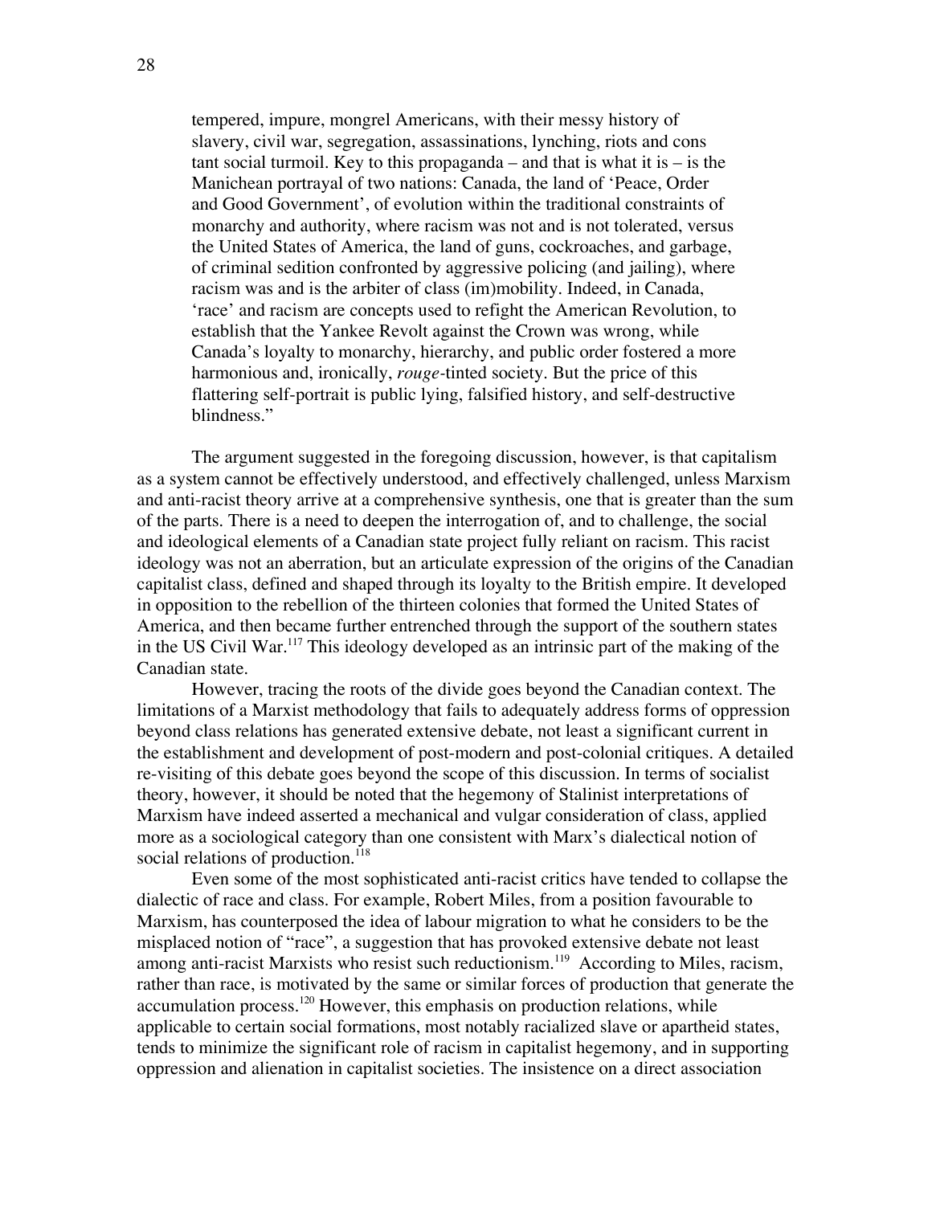> tempered, impure, mongrel Americans, with their messy history of slavery, civil war, segregation, assassinations, lynching, riots and cons tant social turmoil. Key to this propaganda – and that is what it is – is the Manichean portrayal of two nations: Canada, the land of 'Peace, Order and Good Government', of evolution within the traditional constraints of monarchy and authority, where racism was not and is not tolerated, versus the United States of America, the land of guns, cockroaches, and garbage, of criminal sedition confronted by aggressive policing (and jailing), where racism was and is the arbiter of class (im)mobility. Indeed, in Canada, 'race' and racism are concepts used to refight the American Revolution, to establish that the Yankee Revolt against the Crown was wrong, while Canada's loyalty to monarchy, hierarchy, and public order fostered a more harmonious and, ironically, *rouge*-tinted society. But the price of this flattering self-portrait is public lying, falsified history, and self-destructive blindness."

The argument suggested in the foregoing discussion, however, is that capitalism as a system cannot be effectively understood, and effectively challenged, unless Marxism and anti-racist theory arrive at a comprehensive synthesis, one that is greater than the sum of the parts. There is a need to deepen the interrogation of, and to challenge, the social and ideological elements of a Canadian state project fully reliant on racism. This racist ideology was not an aberration, but an articulate expression of the origins of the Canadian capitalist class, defined and shaped through its loyalty to the British empire. It developed in opposition to the rebellion of the thirteen colonies that formed the United States of America, and then became further entrenched through the support of the southern states in the US Civil War.[117] This ideology developed as an intrinsic part of the making of the Canadian state.

However, tracing the roots of the divide goes beyond the Canadian context. The limitations of a Marxist methodology that fails to adequately address forms of oppression beyond class relations has generated extensive debate, not least a significant current in the establishment and development of post-modern and post-colonial critiques. A detailed re-visiting of this debate goes beyond the scope of this discussion. In terms of socialist theory, however, it should be noted that the hegemony of Stalinist interpretations of Marxism have indeed asserted a mechanical and vulgar consideration of class, applied more as a sociological category than one consistent with Marx's dialectical notion of social relations of production.[118]

Even some of the most sophisticated anti-racist critics have tended to collapse the dialectic of race and class. For example, Robert Miles, from a position favourable to Marxism, has counterposed the idea of labour migration to what he considers to be the misplaced notion of "race", a suggestion that has provoked extensive debate not least among anti-racist Marxists who resist such reductionism.[119] According to Miles, racism, rather than race, is motivated by the same or similar forces of production that generate the accumulation process.[120] However, this emphasis on production relations, while applicable to certain social formations, most notably racialized slave or apartheid states, tends to minimize the significant role of racism in capitalist hegemony, and in supporting oppression and alienation in capitalist societies. The insistence on a direct association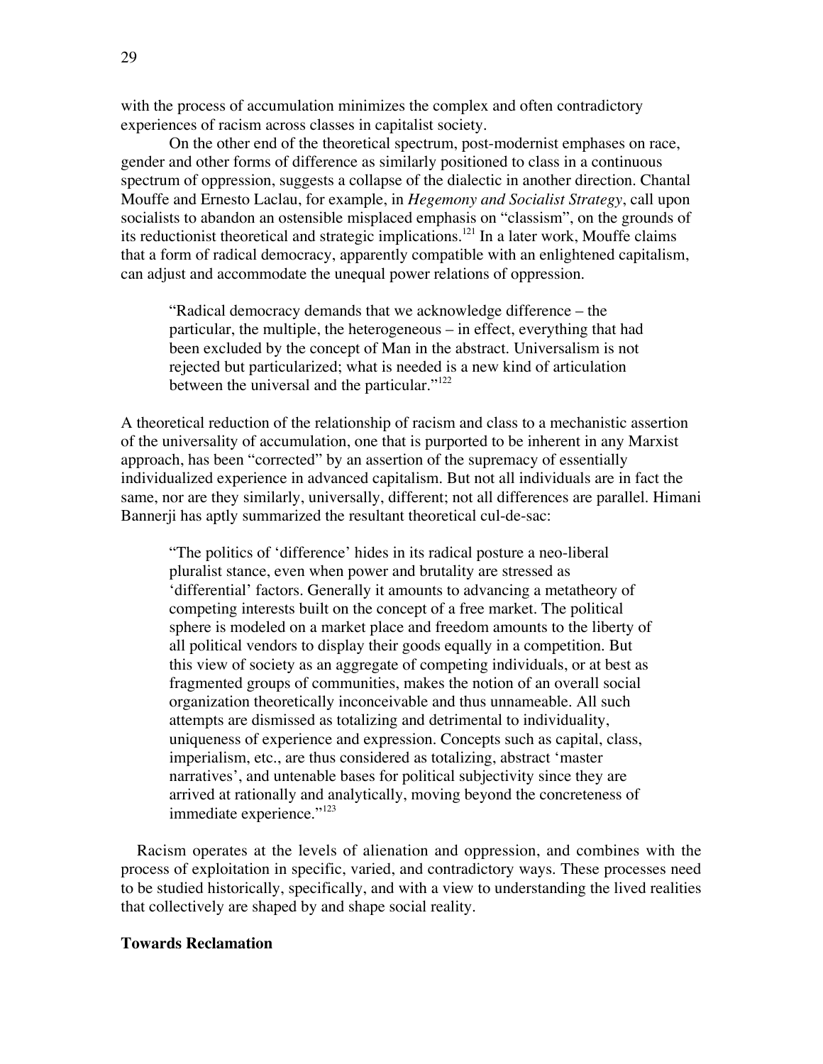with the process of accumulation minimizes the complex and often contradictory experiences of racism across classes in capitalist society.

On the other end of the theoretical spectrum, post-modernist emphases on race, gender and other forms of difference as similarly positioned to class in a continuous spectrum of oppression, suggests a collapse of the dialectic in another direction. Chantal Mouffe and Ernesto Laclau, for example, in *Hegemony and Socialist Strategy*, call upon socialists to abandon an ostensible misplaced emphasis on "classism", on the grounds of its reductionist theoretical and strategic implications.[121] In a later work, Mouffe claims that a form of radical democracy, apparently compatible with an enlightened capitalism, can adjust and accommodate the unequal power relations of oppression.

> "Radical democracy demands that we acknowledge difference – the particular, the multiple, the heterogeneous – in effect, everything that had been excluded by the concept of Man in the abstract. Universalism is not rejected but particularized; what is needed is a new kind of articulation between the universal and the particular."[122]

A theoretical reduction of the relationship of racism and class to a mechanistic assertion of the universality of accumulation, one that is purported to be inherent in any Marxist approach, has been "corrected" by an assertion of the supremacy of essentially individualized experience in advanced capitalism. But not all individuals are in fact the same, nor are they similarly, universally, different; not all differences are parallel. Himani Bannerji has aptly summarized the resultant theoretical cul-de-sac:

> "The politics of 'difference' hides in its radical posture a neo-liberal pluralist stance, even when power and brutality are stressed as 'differential' factors. Generally it amounts to advancing a metatheory of competing interests built on the concept of a free market. The political sphere is modeled on a market place and freedom amounts to the liberty of all political vendors to display their goods equally in a competition. But this view of society as an aggregate of competing individuals, or at best as fragmented groups of communities, makes the notion of an overall social organization theoretically inconceivable and thus unnameable. All such attempts are dismissed as totalizing and detrimental to individuality, uniqueness of experience and expression. Concepts such as capital, class, imperialism, etc., are thus considered as totalizing, abstract 'master narratives', and untenable bases for political subjectivity since they are arrived at rationally and analytically, moving beyond the concreteness of immediate experience."[123]

Racism operates at the levels of alienation and oppression, and combines with the process of exploitation in specific, varied, and contradictory ways. These processes need to be studied historically, specifically, and with a view to understanding the lived realities that collectively are shaped by and shape social reality.

**Towards Reclamation**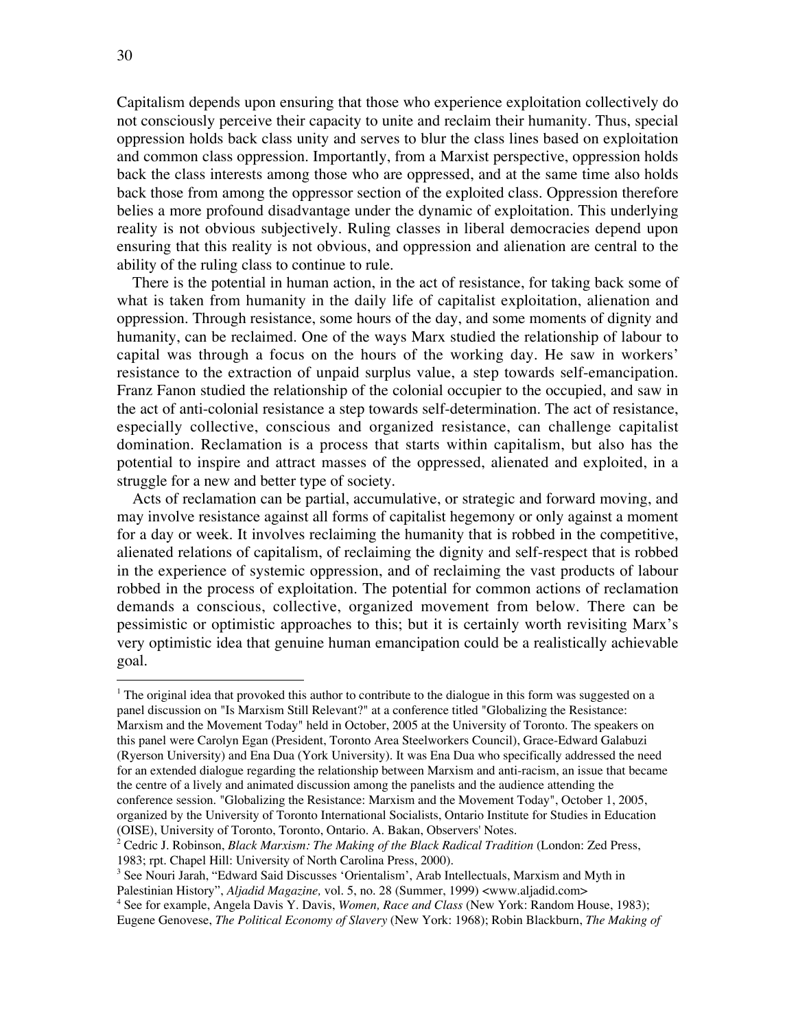Capitalism depends upon ensuring that those who experience exploitation collectively do not consciously perceive their capacity to unite and reclaim their humanity. Thus, special oppression holds back class unity and serves to blur the class lines based on exploitation and common class oppression. Importantly, from a Marxist perspective, oppression holds back the class interests among those who are oppressed, and at the same time also holds back those from among the oppressor section of the exploited class. Oppression therefore belies a more profound disadvantage under the dynamic of exploitation. This underlying reality is not obvious subjectively. Ruling classes in liberal democracies depend upon ensuring that this reality is not obvious, and oppression and alienation are central to the ability of the ruling class to continue to rule.

There is the potential in human action, in the act of resistance, for taking back some of what is taken from humanity in the daily life of capitalist exploitation, alienation and oppression. Through resistance, some hours of the day, and some moments of dignity and humanity, can be reclaimed. One of the ways Marx studied the relationship of labour to capital was through a focus on the hours of the working day. He saw in workers' resistance to the extraction of unpaid surplus value, a step towards self-emancipation. Franz Fanon studied the relationship of the colonial occupier to the occupied, and saw in the act of anti-colonial resistance a step towards self-determination. The act of resistance, especially collective, conscious and organized resistance, can challenge capitalist domination. Reclamation is a process that starts within capitalism, but also has the potential to inspire and attract masses of the oppressed, alienated and exploited, in a struggle for a new and better type of society.

Acts of reclamation can be partial, accumulative, or strategic and forward moving, and may involve resistance against all forms of capitalist hegemony or only against a moment for a day or week. It involves reclaiming the humanity that is robbed in the competitive, alienated relations of capitalism, of reclaiming the dignity and self-respect that is robbed in the experience of systemic oppression, and of reclaiming the vast products of labour robbed in the process of exploitation. The potential for common actions of reclamation demands a conscious, collective, organized movement from below. There can be pessimistic or optimistic approaches to this; but it is certainly worth revisiting Marx's very optimistic idea that genuine human emancipation could be a realistically achievable goal.

---

[1] The original idea that provoked this author to contribute to the dialogue in this form was suggested on a panel discussion on "Is Marxism Still Relevant?" at a conference titled "Globalizing the Resistance: Marxism and the Movement Today" held in October, 2005 at the University of Toronto. The speakers on this panel were Carolyn Egan (President, Toronto Area Steelworkers Council), Grace-Edward Galabuzi (Ryerson University) and Ena Dua (York University). It was Ena Dua who specifically addressed the need for an extended dialogue regarding the relationship between Marxism and anti-racism, an issue that became the centre of a lively and animated discussion among the panelists and the audience attending the conference session. "Globalizing the Resistance: Marxism and the Movement Today", October 1, 2005, organized by the University of Toronto International Socialists, Ontario Institute for Studies in Education (OISE), University of Toronto, Toronto, Ontario. A. Bakan, Observers' Notes.

[2] Cedric J. Robinson, *Black Marxism: The Making of the Black Radical Tradition* (London: Zed Press, 1983; rpt. Chapel Hill: University of North Carolina Press, 2000).

[3] See Nouri Jarah, "Edward Said Discusses 'Orientalism', Arab Intellectuals, Marxism and Myth in Palestinian History", *Aljadid Magazine,* vol. 5, no. 28 (Summer, 1999) <www.aljadid.com>

[4] See for example, Angela Davis Y. Davis, *Women, Race and Class* (New York: Random House, 1983); Eugene Genovese, *The Political Economy of Slavery* (New York: 1968); Robin Blackburn, *The Making of*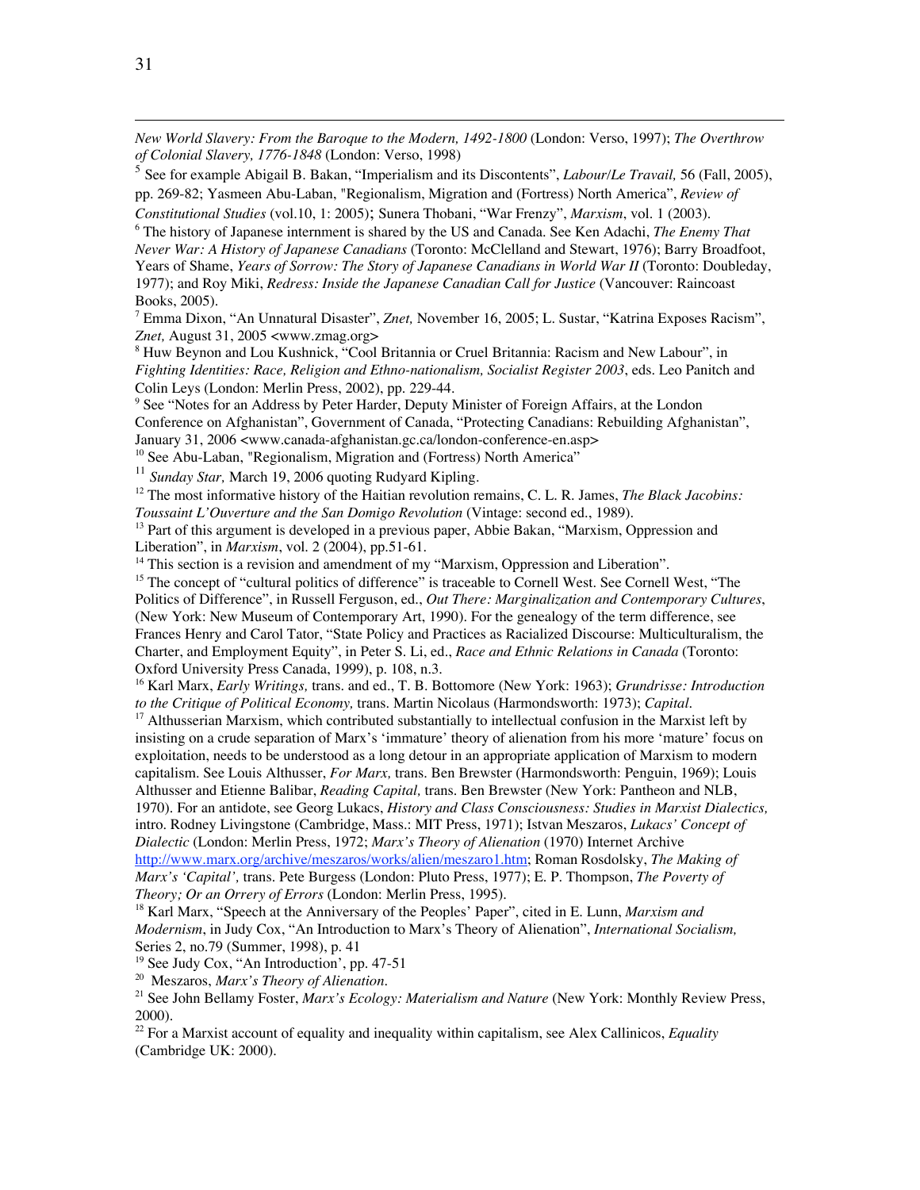*New World Slavery: From the Baroque to the Modern, 1492-1800* (London: Verso, 1997); *The Overthrow of Colonial Slavery, 1776-1848* (London: Verso, 1998)

[5] See for example Abigail B. Bakan, "Imperialism and its Discontents", *Labour/Le Travail,* 56 (Fall, 2005), pp. 269-82; Yasmeen Abu-Laban, "Regionalism, Migration and (Fortress) North America", *Review of Constitutional Studies* (vol.10, 1: 2005); Sunera Thobani, "War Frenzy", *Marxism*, vol. 1 (2003).

[6] The history of Japanese internment is shared by the US and Canada. See Ken Adachi, *The Enemy That Never War: A History of Japanese Canadians* (Toronto: McClelland and Stewart, 1976); Barry Broadfoot, Years of Shame, *Years of Sorrow: The Story of Japanese Canadians in World War II* (Toronto: Doubleday, 1977); and Roy Miki, *Redress: Inside the Japanese Canadian Call for Justice* (Vancouver: Raincoast Books, 2005).

[7] Emma Dixon, "An Unnatural Disaster", *Znet,* November 16, 2005; L. Sustar, "Katrina Exposes Racism", *Znet,* August 31, 2005 <www.zmag.org>

[8] Huw Beynon and Lou Kushnick, "Cool Britannia or Cruel Britannia: Racism and New Labour", in *Fighting Identities: Race, Religion and Ethno-nationalism, Socialist Register 2003*, eds. Leo Panitch and Colin Leys (London: Merlin Press, 2002), pp. 229-44.

[9] See "Notes for an Address by Peter Harder, Deputy Minister of Foreign Affairs, at the London Conference on Afghanistan", Government of Canada, "Protecting Canadians: Rebuilding Afghanistan", January 31, 2006 <www.canada-afghanistan.gc.ca/london-conference-en.asp>

[10] See Abu-Laban, "Regionalism, Migration and (Fortress) North America"

[11] *Sunday Star,* March 19, 2006 quoting Rudyard Kipling.

[12] The most informative history of the Haitian revolution remains, C. L. R. James, *The Black Jacobins: Toussaint L'Ouverture and the San Domigo Revolution* (Vintage: second ed., 1989).

[13] Part of this argument is developed in a previous paper, Abbie Bakan, "Marxism, Oppression and Liberation", in *Marxism*, vol. 2 (2004), pp.51-61.

[14] This section is a revision and amendment of my "Marxism, Oppression and Liberation".

[15] The concept of "cultural politics of difference" is traceable to Cornell West. See Cornell West, "The Politics of Difference", in Russell Ferguson, ed., *Out There: Marginalization and Contemporary Cultures*, (New York: New Museum of Contemporary Art, 1990). For the genealogy of the term difference, see Frances Henry and Carol Tator, "State Policy and Practices as Racialized Discourse: Multiculturalism, the Charter, and Employment Equity", in Peter S. Li, ed., *Race and Ethnic Relations in Canada* (Toronto: Oxford University Press Canada, 1999), p. 108, n.3.

[16] Karl Marx, *Early Writings,* trans. and ed., T. B. Bottomore (New York: 1963); *Grundrisse: Introduction to the Critique of Political Economy,* trans. Martin Nicolaus (Harmondsworth: 1973); *Capital*.

[17] Althusserian Marxism, which contributed substantially to intellectual confusion in the Marxist left by insisting on a crude separation of Marx's 'immature' theory of alienation from his more 'mature' focus on exploitation, needs to be understood as a long detour in an appropriate application of Marxism to modern capitalism. See Louis Althusser, *For Marx,* trans. Ben Brewster (Harmondsworth: Penguin, 1969); Louis Althusser and Etienne Balibar, *Reading Capital,* trans. Ben Brewster (New York: Pantheon and NLB, 1970). For an antidote, see Georg Lukacs, *History and Class Consciousness: Studies in Marxist Dialectics,* intro. Rodney Livingstone (Cambridge, Mass.: MIT Press, 1971); Istvan Meszaros, *Lukacs' Concept of Dialectic* (London: Merlin Press, 1972; *Marx's Theory of Alienation* (1970) Internet Archive http://www.marx.org/archive/meszaros/works/alien/meszaro1.htm; Roman Rosdolsky, *The Making of Marx's 'Capital',* trans. Pete Burgess (London: Pluto Press, 1977); E. P. Thompson, *The Poverty of Theory; Or an Orrery of Errors* (London: Merlin Press, 1995).

[18] Karl Marx, "Speech at the Anniversary of the Peoples' Paper", cited in E. Lunn, *Marxism and Modernism*, in Judy Cox, "An Introduction to Marx's Theory of Alienation", *International Socialism,* Series 2, no.79 (Summer, 1998), p. 41

[19] See Judy Cox, "An Introduction', pp. 47-51

[20] Meszaros, *Marx's Theory of Alienation*.

[21] See John Bellamy Foster, *Marx's Ecology: Materialism and Nature* (New York: Monthly Review Press, 2000).

[22] For a Marxist account of equality and inequality within capitalism, see Alex Callinicos, *Equality* (Cambridge UK: 2000).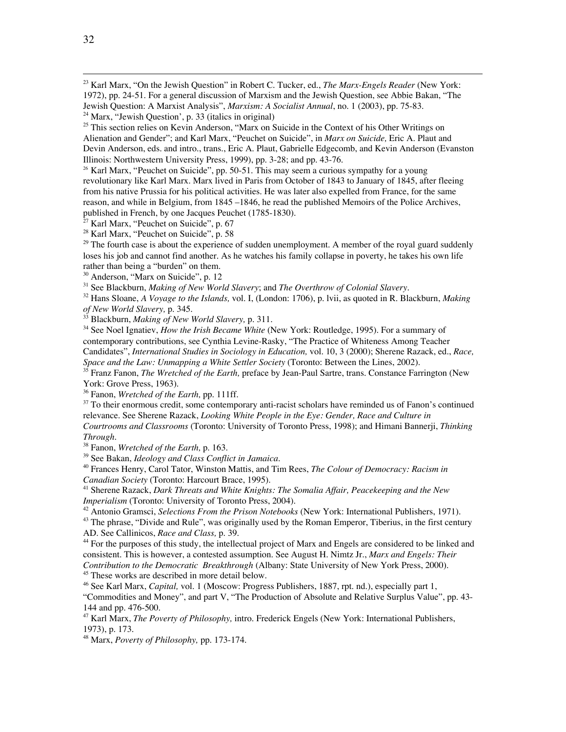[23] Karl Marx, "On the Jewish Question" in Robert C. Tucker, ed., *The Marx-Engels Reader* (New York: 1972), pp. 24-51. For a general discussion of Marxism and the Jewish Question, see Abbie Bakan, "The Jewish Question: A Marxist Analysis", *Marxism: A Socialist Annual*, no. 1 (2003), pp. 75-83.

[24] Marx, "Jewish Question', p. 33 (italics in original)

[25] This section relies on Kevin Anderson, "Marx on Suicide in the Context of his Other Writings on Alienation and Gender"; and Karl Marx, "Peuchet on Suicide", in *Marx on Suicide,* Eric A. Plaut and Devin Anderson, eds. and intro., trans., Eric A. Plaut, Gabrielle Edgecomb, and Kevin Anderson (Evanston Illinois: Northwestern University Press, 1999), pp. 3-28; and pp. 43-76.

[26] Karl Marx, "Peuchet on Suicide", pp. 50-51. This may seem a curious sympathy for a young revolutionary like Karl Marx. Marx lived in Paris from October of 1843 to January of 1845, after fleeing from his native Prussia for his political activities. He was later also expelled from France, for the same reason, and while in Belgium, from 1845 –1846, he read the published Memoirs of the Police Archives, published in French, by one Jacques Peuchet (1785-1830).

[27] Karl Marx, "Peuchet on Suicide", p. 67

[28] Karl Marx, "Peuchet on Suicide", p. 58

[29] The fourth case is about the experience of sudden unemployment. A member of the royal guard suddenly loses his job and cannot find another. As he watches his family collapse in poverty, he takes his own life rather than being a "burden" on them.

[30] Anderson, "Marx on Suicide", p. 12

[31] See Blackburn, *Making of New World Slavery*; and *The Overthrow of Colonial Slavery*.

[32] Hans Sloane, *A Voyage to the Islands,* vol. I, (London: 1706), p. lvii, as quoted in R. Blackburn, *Making of New World Slavery,* p. 345.

[33] Blackburn, *Making of New World Slavery,* p. 311.

[34] See Noel Ignatiev, *How the Irish Became White* (New York: Routledge, 1995). For a summary of contemporary contributions, see Cynthia Levine-Rasky, "The Practice of Whiteness Among Teacher Candidates", *International Studies in Sociology in Education,* vol. 10, 3 (2000); Sherene Razack, ed., *Race, Space and the Law: Unmapping a White Settler Society* (Toronto: Between the Lines, 2002).

[35] Franz Fanon, *The Wretched of the Earth,* preface by Jean-Paul Sartre, trans. Constance Farrington (New York: Grove Press, 1963).

[36] Fanon, *Wretched of the Earth,* pp. 111ff.

[37] To their enormous credit, some contemporary anti-racist scholars have reminded us of Fanon's continued relevance. See Sherene Razack, *Looking White People in the Eye: Gender, Race and Culture in Courtrooms and Classrooms* (Toronto: University of Toronto Press, 1998); and Himani Bannerji, *Thinking Through*.

[38] Fanon, *Wretched of the Earth,* p. 163.

[39] See Bakan, *Ideology and Class Conflict in Jamaica*.

[40] Frances Henry, Carol Tator, Winston Mattis, and Tim Rees, *The Colour of Democracy: Racism in Canadian Society* (Toronto: Harcourt Brace, 1995).

[41] Sherene Razack, *Dark Threats and White Knights: The Somalia Affair, Peacekeeping and the New Imperialism* (Toronto: University of Toronto Press, 2004).

[42] Antonio Gramsci, *Selections From the Prison Notebooks* (New York: International Publishers, 1971).

[43] The phrase, "Divide and Rule", was originally used by the Roman Emperor, Tiberius, in the first century AD. See Callinicos, *Race and Class,* p. 39.

[44] For the purposes of this study, the intellectual project of Marx and Engels are considered to be linked and consistent. This is however, a contested assumption. See August H. Nimtz Jr., *Marx and Engels: Their Contribution to the Democratic Breakthrough* (Albany: State University of New York Press, 2000).

[45] These works are described in more detail below.

[46] See Karl Marx, *Capital,* vol. 1 (Moscow: Progress Publishers, 1887, rpt. nd.), especially part 1, "Commodities and Money", and part V, "The Production of Absolute and Relative Surplus Value", pp. 43-144 and pp. 476-500.

[47] Karl Marx, *The Poverty of Philosophy,* intro. Frederick Engels (New York: International Publishers, 1973), p. 173.

[48] Marx, *Poverty of Philosophy,* pp. 173-174.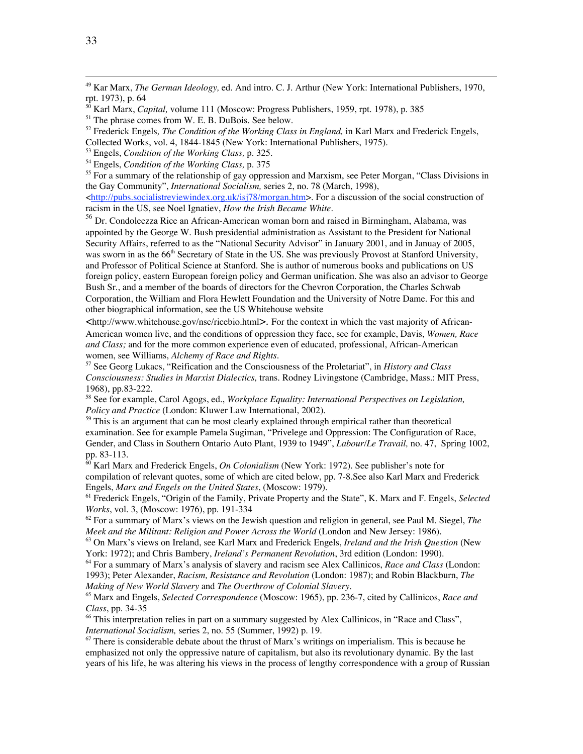[49] Kar Marx, *The German Ideology,* ed. And intro. C. J. Arthur (New York: International Publishers, 1970, rpt. 1973), p. 64

[50] Karl Marx, *Capital,* volume 111 (Moscow: Progress Publishers, 1959, rpt. 1978), p. 385

[51] The phrase comes from W. E. B. DuBois. See below.

[52] Frederick Engels*, The Condition of the Working Class in England,* in Karl Marx and Frederick Engels, Collected Works, vol. 4, 1844-1845 (New York: International Publishers, 1975).

[53] Engels, *Condition of the Working Class,* p. 325.

[54] Engels, *Condition of the Working Class,* p. 375

[55] For a summary of the relationship of gay oppression and Marxism, see Peter Morgan, "Class Divisions in the Gay Community", *International Socialism,* series 2, no. 78 (March, 1998), <http://pubs.socialistreviewindex.org.uk/isj78/morgan.htm>. For a discussion of the social construction of racism in the US, see Noel Ignatiev, *How the Irish Became White*.

[56] Dr. Condoleezza Rice an African-American woman born and raised in Birmingham, Alabama, was appointed by the George W. Bush presidential administration as Assistant to the President for National Security Affairs, referred to as the "National Security Advisor" in January 2001, and in Januay of 2005, was sworn in as the 66th Secretary of State in the US. She was previously Provost at Stanford University, and Professor of Political Science at Stanford. She is author of numerous books and publications on US foreign policy, eastern European foreign policy and German unification. She was also an advisor to George Bush Sr., and a member of the boards of directors for the Chevron Corporation, the Charles Schwab Corporation, the William and Flora Hewlett Foundation and the University of Notre Dame. For this and other biographical information, see the US Whitehouse website <http://www.whitehouse.gov/nsc/ricebio.html>. For the context in which the vast majority of African-American women live, and the conditions of oppression they face, see for example, Davis, *Women, Race and Class;* and for the more common experience even of educated, professional, African-American women, see Williams, *Alchemy of Race and Rights*.

[57] See Georg Lukacs, "Reification and the Consciousness of the Proletariat", in *History and Class Consciousness: Studies in Marxist Dialectics,* trans. Rodney Livingstone (Cambridge, Mass.: MIT Press, 1968), pp.83-222.

[58] See for example, Carol Agogs, ed., *Workplace Equality: International Perspectives on Legislation, Policy and Practice* (London: Kluwer Law International, 2002).

[59] This is an argument that can be most clearly explained through empirical rather than theoretical examination. See for example Pamela Sugiman, "Privelege and Oppression: The Configuration of Race, Gender, and Class in Southern Ontario Auto Plant, 1939 to 1949", *Labour/Le Travail,* no. 47, Spring 1002, pp. 83-113.

[60] Karl Marx and Frederick Engels, *On Colonialism* (New York: 1972). See publisher's note for compilation of relevant quotes, some of which are cited below, pp. 7-8.See also Karl Marx and Frederick Engels, *Marx and Engels on the United States*, (Moscow: 1979).

[61] Frederick Engels, "Origin of the Family, Private Property and the State", K. Marx and F. Engels, *Selected Works*, vol. 3, (Moscow: 1976), pp. 191-334

[62] For a summary of Marx's views on the Jewish question and religion in general, see Paul M. Siegel, *The Meek and the Militant: Religion and Power Across the World* (London and New Jersey: 1986).

[63] On Marx's views on Ireland, see Karl Marx and Frederick Engels, *Ireland and the Irish Question* (New York: 1972); and Chris Bambery, *Ireland's Permanent Revolution*, 3rd edition (London: 1990).

[64] For a summary of Marx's analysis of slavery and racism see Alex Callinicos, *Race and Class* (London: 1993); Peter Alexander, *Racism, Resistance and Revolution* (London: 1987); and Robin Blackburn, *The Making of New World Slavery* and *The Overthrow of Colonial Slavery*.

[65] Marx and Engels, *Selected Correspondence* (Moscow: 1965), pp. 236-7, cited by Callinicos, *Race and Class*, pp. 34-35

[66] This interpretation relies in part on a summary suggested by Alex Callinicos, in "Race and Class", *International Socialism,* series 2, no. 55 (Summer, 1992) p. 19.

[67] There is considerable debate about the thrust of Marx's writings on imperialism. This is because he emphasized not only the oppressive nature of capitalism, but also its revolutionary dynamic. By the last years of his life, he was altering his views in the process of lengthy correspondence with a group of Russian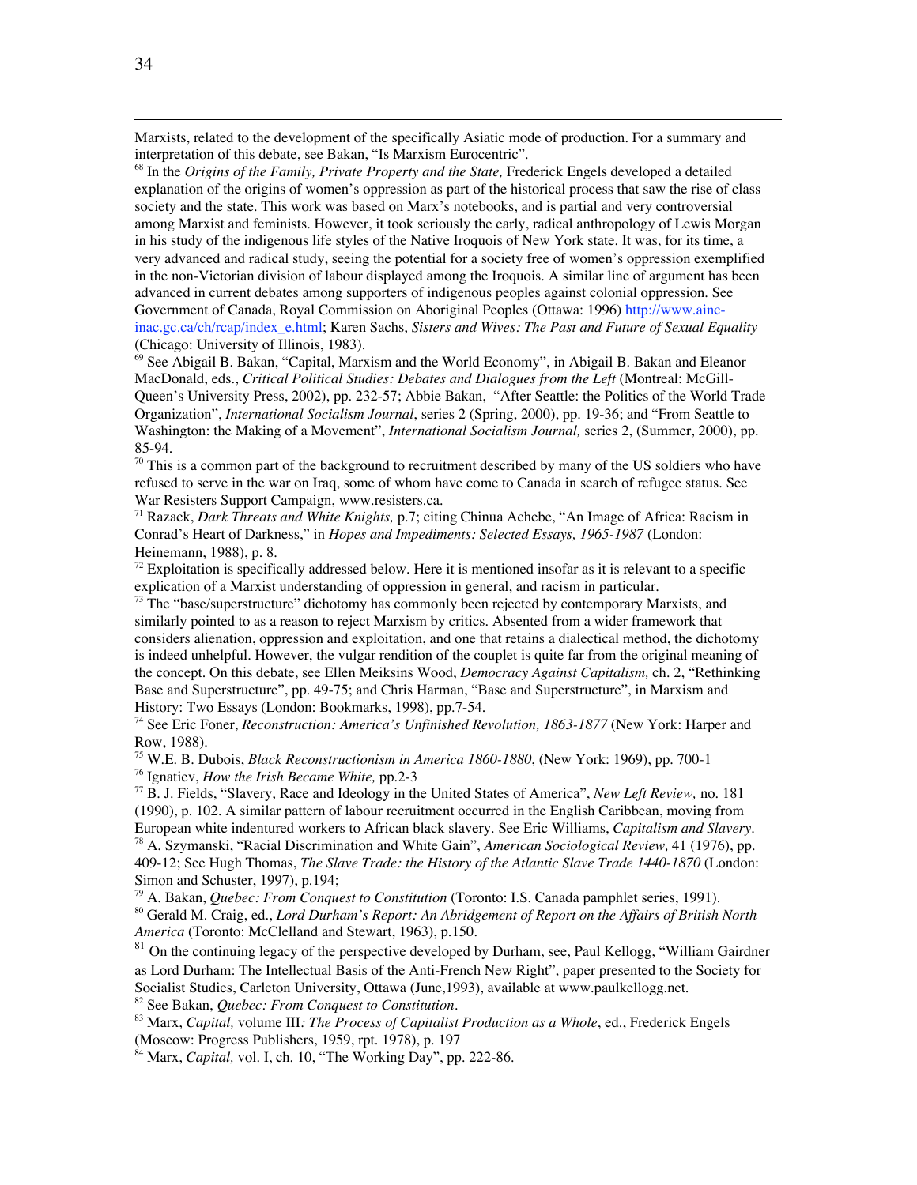Marxists, related to the development of the specifically Asiatic mode of production. For a summary and interpretation of this debate, see Bakan, "Is Marxism Eurocentric".

[68] In the *Origins of the Family, Private Property and the State,* Frederick Engels developed a detailed explanation of the origins of women's oppression as part of the historical process that saw the rise of class society and the state. This work was based on Marx's notebooks, and is partial and very controversial among Marxist and feminists. However, it took seriously the early, radical anthropology of Lewis Morgan in his study of the indigenous life styles of the Native Iroquois of New York state. It was, for its time, a very advanced and radical study, seeing the potential for a society free of women's oppression exemplified in the non-Victorian division of labour displayed among the Iroquois. A similar line of argument has been advanced in current debates among supporters of indigenous peoples against colonial oppression. See Government of Canada, Royal Commission on Aboriginal Peoples (Ottawa: 1996) http://www.ainc-inac.gc.ca/ch/rcap/index_e.html; Karen Sachs, *Sisters and Wives: The Past and Future of Sexual Equality* (Chicago: University of Illinois, 1983).

[69] See Abigail B. Bakan, "Capital, Marxism and the World Economy", in Abigail B. Bakan and Eleanor MacDonald, eds., *Critical Political Studies: Debates and Dialogues from the Left* (Montreal: McGill-Queen's University Press, 2002), pp. 232-57; Abbie Bakan, "After Seattle: the Politics of the World Trade Organization", *International Socialism Journal*, series 2 (Spring, 2000), pp. 19-36; and "From Seattle to Washington: the Making of a Movement", *International Socialism Journal,* series 2, (Summer, 2000), pp. 85-94.

[70] This is a common part of the background to recruitment described by many of the US soldiers who have refused to serve in the war on Iraq, some of whom have come to Canada in search of refugee status. See War Resisters Support Campaign, www.resisters.ca.

[71] Razack, *Dark Threats and White Knights,* p.7; citing Chinua Achebe, "An Image of Africa: Racism in Conrad's Heart of Darkness," in *Hopes and Impediments: Selected Essays, 1965-1987* (London: Heinemann, 1988), p. 8.

[72] Exploitation is specifically addressed below. Here it is mentioned insofar as it is relevant to a specific explication of a Marxist understanding of oppression in general, and racism in particular.

[73] The "base/superstructure" dichotomy has commonly been rejected by contemporary Marxists, and similarly pointed to as a reason to reject Marxism by critics. Absented from a wider framework that considers alienation, oppression and exploitation, and one that retains a dialectical method, the dichotomy is indeed unhelpful. However, the vulgar rendition of the couplet is quite far from the original meaning of the concept. On this debate, see Ellen Meiksins Wood, *Democracy Against Capitalism,* ch. 2, "Rethinking Base and Superstructure", pp. 49-75; and Chris Harman, "Base and Superstructure", in Marxism and History: Two Essays (London: Bookmarks, 1998), pp.7-54.

[74] See Eric Foner, *Reconstruction: America's Unfinished Revolution, 1863-1877* (New York: Harper and Row, 1988).

[75] W.E. B. Dubois, *Black Reconstructionism in America 1860-1880*, (New York: 1969), pp. 700-1

[76] Ignatiev, *How the Irish Became White,* pp.2-3

[77] B. J. Fields, "Slavery, Race and Ideology in the United States of America", *New Left Review,* no. 181 (1990), p. 102. A similar pattern of labour recruitment occurred in the English Caribbean, moving from European white indentured workers to African black slavery. See Eric Williams, *Capitalism and Slavery*.

[78] A. Szymanski, "Racial Discrimination and White Gain", *American Sociological Review,* 41 (1976), pp. 409-12; See Hugh Thomas, *The Slave Trade: the History of the Atlantic Slave Trade 1440-1870* (London: Simon and Schuster, 1997), p.194;

[79] A. Bakan, *Quebec: From Conquest to Constitution* (Toronto: I.S. Canada pamphlet series, 1991).

[80] Gerald M. Craig, ed., *Lord Durham's Report: An Abridgement of Report on the Affairs of British North America* (Toronto: McClelland and Stewart, 1963), p.150.

[81] On the continuing legacy of the perspective developed by Durham, see, Paul Kellogg, "William Gairdner as Lord Durham: The Intellectual Basis of the Anti-French New Right", paper presented to the Society for Socialist Studies, Carleton University, Ottawa (June,1993), available at www.paulkellogg.net.

[82] See Bakan, *Quebec: From Conquest to Constitution*.

[83] Marx, *Capital,* volume III*: The Process of Capitalist Production as a Whole*, ed., Frederick Engels (Moscow: Progress Publishers, 1959, rpt. 1978), p. 197

[84] Marx, *Capital,* vol. I, ch. 10, "The Working Day", pp. 222-86.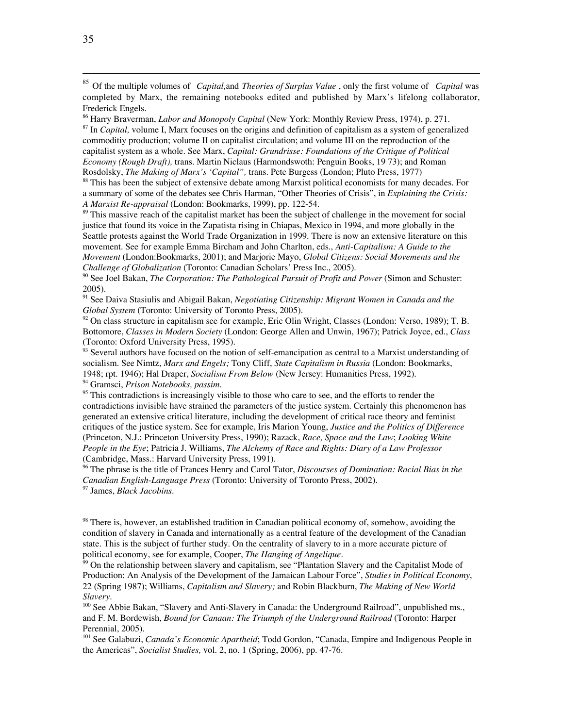[85] Of the multiple volumes of *Capital,*and *Theories of Surplus Value* , only the first volume of *Capital* was completed by Marx, the remaining notebooks edited and published by Marx's lifelong collaborator, Frederick Engels.

[86] Harry Braverman, *Labor and Monopoly Capital* (New York: Monthly Review Press, 1974), p. 271.

[87] In *Capital,* volume I, Marx focuses on the origins and definition of capitalism as a system of generalized commoditiy production; volume II on capitalist circulation; and volume III on the reproduction of the capitalist system as a whole. See Marx, *Capital: Grundrisse: Foundations of the Critique of Political Economy (Rough Draft),* trans. Martin Niclaus (Harmondswoth: Penguin Books, 19 73); and Roman Rosdolsky, *The Making of Marx's 'Capital",* trans. Pete Burgess (London; Pluto Press, 1977)

[88] This has been the subject of extensive debate among Marxist political economists for many decades. For a summary of some of the debates see Chris Harman, "Other Theories of Crisis", in *Explaining the Crisis: A Marxist Re-appraisal* (London: Bookmarks, 1999), pp. 122-54.

[89] This massive reach of the capitalist market has been the subject of challenge in the movement for social justice that found its voice in the Zapatista rising in Chiapas, Mexico in 1994, and more globally in the Seattle protests against the World Trade Organization in 1999. There is now an extensive literature on this movement. See for example Emma Bircham and John Charlton, eds., *Anti-Capitalism: A Guide to the Movement* (London:Bookmarks, 2001); and Marjorie Mayo, *Global Citizens: Social Movements and the Challenge of Globalization* (Toronto: Canadian Scholars' Press Inc., 2005).

[90] See Joel Bakan, *The Corporation: The Pathological Pursuit of Profit and Power* (Simon and Schuster: 2005).

[91] See Daiva Stasiulis and Abigail Bakan, *Negotiating Citizenship: Migrant Women in Canada and the Global System* (Toronto: University of Toronto Press, 2005).

[92] On class structure in capitalism see for example, Eric Olin Wright, Classes (London: Verso, 1989); T. B. Bottomore, *Classes in Modern Society* (London: George Allen and Unwin, 1967); Patrick Joyce, ed., *Class* (Toronto: Oxford University Press, 1995).

[93] Several authors have focused on the notion of self-emancipation as central to a Marxist understanding of socialism. See Nimtz, *Marx and Engels;* Tony Cliff, *State Capitalism in Russia* (London: Bookmarks, 1948; rpt. 1946); Hal Draper, *Socialism From Below* (New Jersey: Humanities Press, 1992).

[94] Gramsci, *Prison Notebooks, passim.*

[95] This contradictions is increasingly visible to those who care to see, and the efforts to render the contradictions invisible have strained the parameters of the justice system. Certainly this phenomenon has generated an extensive critical literature, including the development of critical race theory and feminist critiques of the justice system. See for example, Iris Marion Young, *Justice and the Politics of Difference* (Princeton, N.J.: Princeton University Press, 1990); Razack, *Race, Space and the Law*; *Looking White People in the Eye*; Patricia J. Williams, *The Alchemy of Race and Rights: Diary of a Law Professor* (Cambridge, Mass.: Harvard University Press, 1991).

[96] The phrase is the title of Frances Henry and Carol Tator, *Discourses of Domination: Racial Bias in the Canadian English-Language Press* (Toronto: University of Toronto Press, 2002).

[97] James, *Black Jacobins.*

[98] There is, however, an established tradition in Canadian political economy of, somehow, avoiding the condition of slavery in Canada and internationally as a central feature of the development of the Canadian state. This is the subject of further study. On the centrality of slavery to in a more accurate picture of political economy, see for example, Cooper, *The Hanging of Angelique*.

[99] On the relationship between slavery and capitalism, see "Plantation Slavery and the Capitalist Mode of Production: An Analysis of the Development of the Jamaican Labour Force", *Studies in Political Economy*, 22 (Spring 1987); Williams, *Capitalism and Slavery;* and Robin Blackburn, *The Making of New World Slavery*.

[100] See Abbie Bakan, "Slavery and Anti-Slavery in Canada: the Underground Railroad", unpublished ms., and F. M. Bordewish, *Bound for Canaan: The Triumph of the Underground Railroad* (Toronto: Harper Perennial, 2005).

[101] See Galabuzi, *Canada's Economic Apartheid*; Todd Gordon, "Canada, Empire and Indigenous People in the Americas", *Socialist Studies,* vol. 2, no. 1 (Spring, 2006), pp. 47-76.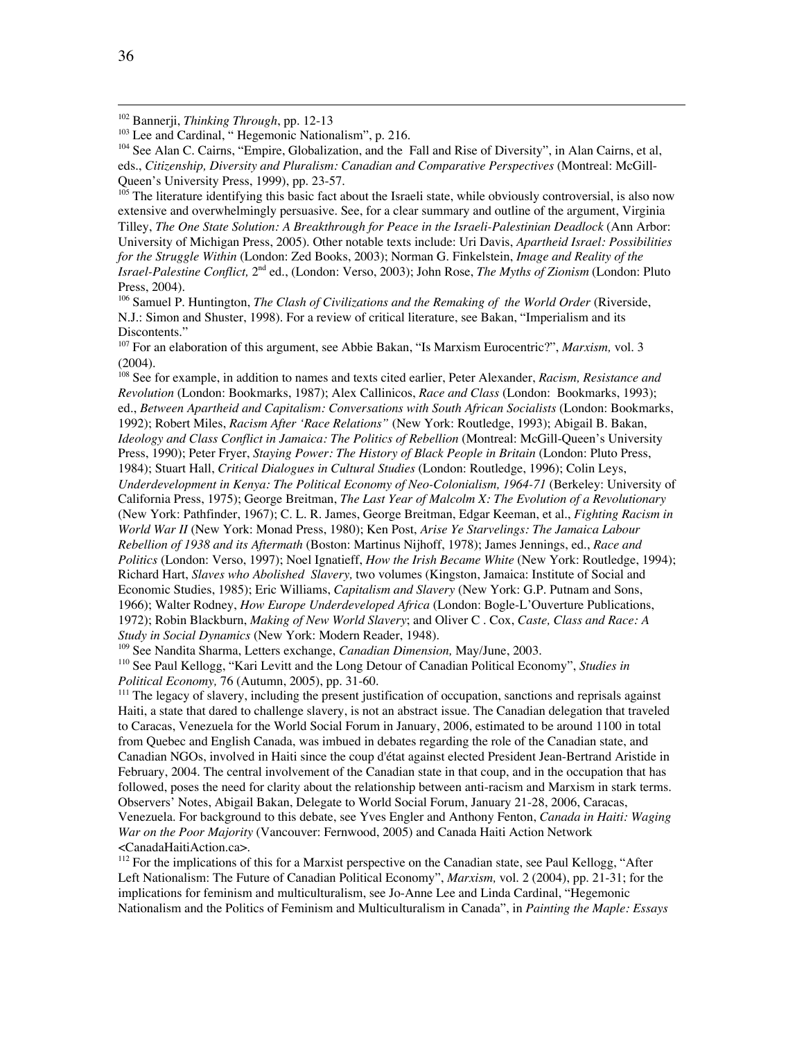[102] Bannerji, *Thinking Through*, pp. 12-13

[103] Lee and Cardinal, " Hegemonic Nationalism", p. 216.

[104] See Alan C. Cairns, "Empire, Globalization, and the Fall and Rise of Diversity", in Alan Cairns, et al, eds., *Citizenship, Diversity and Pluralism: Canadian and Comparative Perspectives* (Montreal: McGill-Queen's University Press, 1999), pp. 23-57.

[105] The literature identifying this basic fact about the Israeli state, while obviously controversial, is also now extensive and overwhelmingly persuasive. See, for a clear summary and outline of the argument, Virginia Tilley, *The One State Solution: A Breakthrough for Peace in the Israeli-Palestinian Deadlock* (Ann Arbor: University of Michigan Press, 2005). Other notable texts include: Uri Davis, *Apartheid Israel: Possibilities for the Struggle Within* (London: Zed Books, 2003); Norman G. Finkelstein, *Image and Reality of the Israel-Palestine Conflict,* 2nd ed., (London: Verso, 2003); John Rose, *The Myths of Zionism* (London: Pluto Press, 2004).

[106] Samuel P. Huntington, *The Clash of Civilizations and the Remaking of the World Order* (Riverside, N.J.: Simon and Shuster, 1998). For a review of critical literature, see Bakan, "Imperialism and its Discontents."

[107] For an elaboration of this argument, see Abbie Bakan, "Is Marxism Eurocentric?", *Marxism,* vol. 3 (2004).

[108] See for example, in addition to names and texts cited earlier, Peter Alexander, *Racism, Resistance and Revolution* (London: Bookmarks, 1987); Alex Callinicos, *Race and Class* (London: Bookmarks, 1993); ed., *Between Apartheid and Capitalism: Conversations with South African Socialists* (London: Bookmarks, 1992); Robert Miles, *Racism After 'Race Relations"* (New York: Routledge, 1993); Abigail B. Bakan, *Ideology and Class Conflict in Jamaica: The Politics of Rebellion* (Montreal: McGill-Queen's University Press, 1990); Peter Fryer, *Staying Power: The History of Black People in Britain* (London: Pluto Press, 1984); Stuart Hall, *Critical Dialogues in Cultural Studies* (London: Routledge, 1996); Colin Leys, *Underdevelopment in Kenya: The Political Economy of Neo-Colonialism, 1964-71* (Berkeley: University of California Press, 1975); George Breitman, *The Last Year of Malcolm X: The Evolution of a Revolutionary* (New York: Pathfinder, 1967); C. L. R. James, George Breitman, Edgar Keeman, et al., *Fighting Racism in World War II* (New York: Monad Press, 1980); Ken Post, *Arise Ye Starvelings: The Jamaica Labour Rebellion of 1938 and its Aftermath* (Boston: Martinus Nijhoff, 1978); James Jennings, ed., *Race and Politics* (London: Verso, 1997); Noel Ignatieff, *How the Irish Became White* (New York: Routledge, 1994); Richard Hart, *Slaves who Abolished Slavery,* two volumes (Kingston, Jamaica: Institute of Social and Economic Studies, 1985); Eric Williams, *Capitalism and Slavery* (New York: G.P. Putnam and Sons, 1966); Walter Rodney, *How Europe Underdeveloped Africa* (London: Bogle-L'Ouverture Publications, 1972); Robin Blackburn, *Making of New World Slavery*; and Oliver C . Cox, *Caste, Class and Race: A Study in Social Dynamics* (New York: Modern Reader, 1948).

[109] See Nandita Sharma, Letters exchange, *Canadian Dimension,* May/June, 2003.

[110] See Paul Kellogg, "Kari Levitt and the Long Detour of Canadian Political Economy", *Studies in Political Economy,* 76 (Autumn, 2005), pp. 31-60.

[111] The legacy of slavery, including the present justification of occupation, sanctions and reprisals against Haiti, a state that dared to challenge slavery, is not an abstract issue. The Canadian delegation that traveled to Caracas, Venezuela for the World Social Forum in January, 2006, estimated to be around 1100 in total from Quebec and English Canada, was imbued in debates regarding the role of the Canadian state, and Canadian NGOs, involved in Haiti since the coup d'état against elected President Jean-Bertrand Aristide in February, 2004. The central involvement of the Canadian state in that coup, and in the occupation that has followed, poses the need for clarity about the relationship between anti-racism and Marxism in stark terms. Observers' Notes, Abigail Bakan, Delegate to World Social Forum, January 21-28, 2006, Caracas, Venezuela. For background to this debate, see Yves Engler and Anthony Fenton, *Canada in Haiti: Waging War on the Poor Majority* (Vancouver: Fernwood, 2005) and Canada Haiti Action Network <CanadaHaitiAction.ca>.

[112] For the implications of this for a Marxist perspective on the Canadian state, see Paul Kellogg, "After Left Nationalism: The Future of Canadian Political Economy", *Marxism,* vol. 2 (2004), pp. 21-31; for the implications for feminism and multiculturalism, see Jo-Anne Lee and Linda Cardinal, "Hegemonic Nationalism and the Politics of Feminism and Multiculturalism in Canada", in *Painting the Maple: Essays*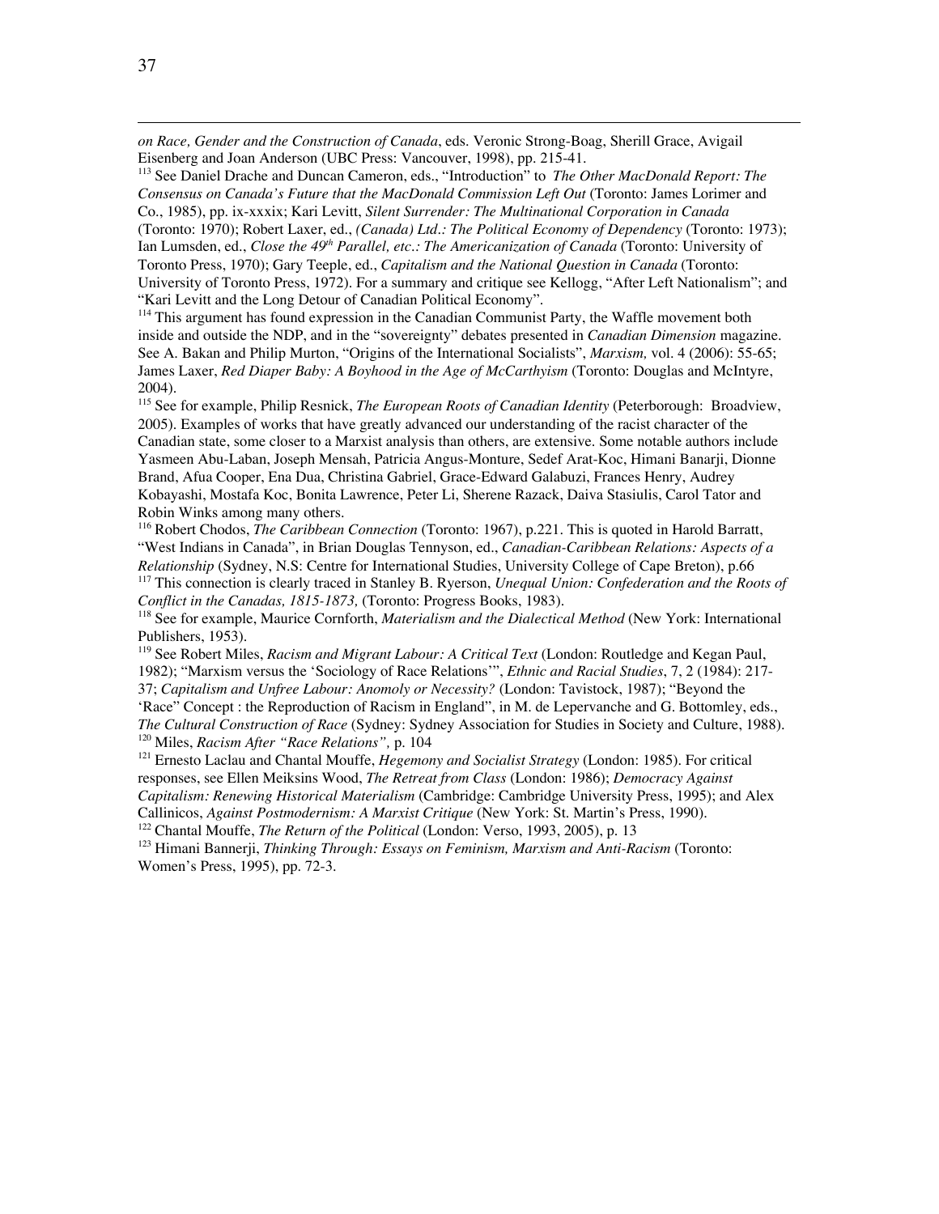*on Race, Gender and the Construction of Canada*, eds. Veronic Strong-Boag, Sherill Grace, Avigail Eisenberg and Joan Anderson (UBC Press: Vancouver, 1998), pp. 215-41.

[113] See Daniel Drache and Duncan Cameron, eds., "Introduction" to *The Other MacDonald Report: The Consensus on Canada's Future that the MacDonald Commission Left Out* (Toronto: James Lorimer and Co., 1985), pp. ix-xxxix; Kari Levitt, *Silent Surrender: The Multinational Corporation in Canada* (Toronto: 1970); Robert Laxer, ed., *(Canada) Ltd.: The Political Economy of Dependency* (Toronto: 1973); Ian Lumsden, ed., *Close the 49th Parallel, etc.: The Americanization of Canada* (Toronto: University of Toronto Press, 1970); Gary Teeple, ed., *Capitalism and the National Question in Canada* (Toronto: University of Toronto Press, 1972). For a summary and critique see Kellogg, "After Left Nationalism"; and "Kari Levitt and the Long Detour of Canadian Political Economy".

[114] This argument has found expression in the Canadian Communist Party, the Waffle movement both inside and outside the NDP, and in the "sovereignty" debates presented in *Canadian Dimension* magazine. See A. Bakan and Philip Murton, "Origins of the International Socialists", *Marxism,* vol. 4 (2006): 55-65; James Laxer, *Red Diaper Baby: A Boyhood in the Age of McCarthyism* (Toronto: Douglas and McIntyre, 2004).

[115] See for example, Philip Resnick, *The European Roots of Canadian Identity* (Peterborough: Broadview, 2005). Examples of works that have greatly advanced our understanding of the racist character of the Canadian state, some closer to a Marxist analysis than others, are extensive. Some notable authors include Yasmeen Abu-Laban, Joseph Mensah, Patricia Angus-Monture, Sedef Arat-Koc, Himani Banarji, Dionne Brand, Afua Cooper, Ena Dua, Christina Gabriel, Grace-Edward Galabuzi, Frances Henry, Audrey Kobayashi, Mostafa Koc, Bonita Lawrence, Peter Li, Sherene Razack, Daiva Stasiulis, Carol Tator and Robin Winks among many others.

[116] Robert Chodos, *The Caribbean Connection* (Toronto: 1967), p.221. This is quoted in Harold Barratt, "West Indians in Canada", in Brian Douglas Tennyson, ed., *Canadian-Caribbean Relations: Aspects of a Relationship* (Sydney, N.S: Centre for International Studies, University College of Cape Breton), p.66

[117] This connection is clearly traced in Stanley B. Ryerson, *Unequal Union: Confederation and the Roots of Conflict in the Canadas, 1815-1873,* (Toronto: Progress Books, 1983).

[118] See for example, Maurice Cornforth, *Materialism and the Dialectical Method* (New York: International Publishers, 1953).

[119] See Robert Miles, *Racism and Migrant Labour: A Critical Text* (London: Routledge and Kegan Paul, 1982); "Marxism versus the 'Sociology of Race Relations'", *Ethnic and Racial Studies*, 7, 2 (1984): 217-37; *Capitalism and Unfree Labour: Anomoly or Necessity?* (London: Tavistock, 1987); "Beyond the 'Race" Concept : the Reproduction of Racism in England", in M. de Lepervanche and G. Bottomley, eds., *The Cultural Construction of Race* (Sydney: Sydney Association for Studies in Society and Culture, 1988).

[120] Miles, *Racism After "Race Relations",* p. 104

[121] Ernesto Laclau and Chantal Mouffe, *Hegemony and Socialist Strategy* (London: 1985). For critical responses, see Ellen Meiksins Wood, *The Retreat from Class* (London: 1986); *Democracy Against Capitalism: Renewing Historical Materialism* (Cambridge: Cambridge University Press, 1995); and Alex Callinicos, *Against Postmodernism: A Marxist Critique* (New York: St. Martin's Press, 1990).

[122] Chantal Mouffe, *The Return of the Political* (London: Verso, 1993, 2005), p. 13

[123] Himani Bannerji, *Thinking Through: Essays on Feminism, Marxism and Anti-Racism* (Toronto: Women's Press, 1995), pp. 72-3.